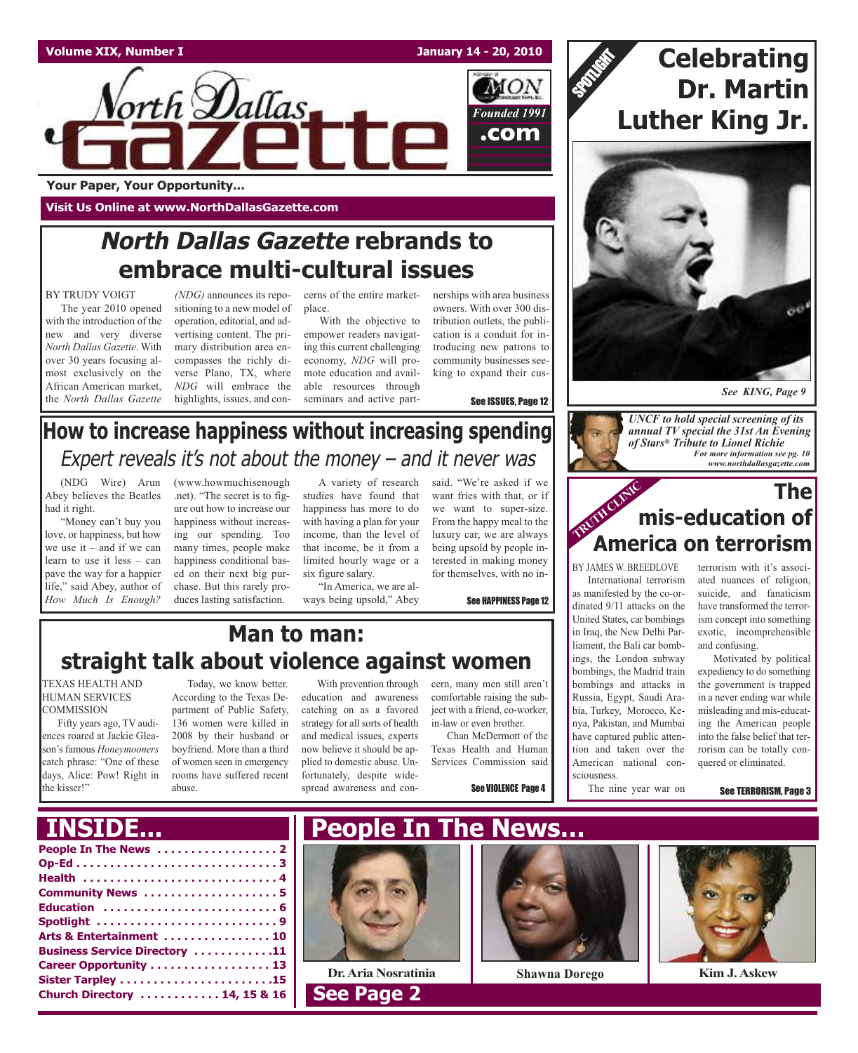Volume XIX, Number I

January 14 - 20, 2010

# North Dallas Gazette

Founded 1991

.com

Your Paper, Your Opportunity...

Visit Us Online at www.NorthDallasGazette.com

## *North Dallas Gazette* rebrands to embrace multi-cultural issues

BY TRUDY VOIGT

The year 2010 opened with the introduction of the new and very diverse *North Dallas Gazette*. With over 30 years focusing almost exclusively on the African American market, the *North Dallas Gazette (NDG)* announces its repositioning to a new model of operation, editorial, and advertising content. The primary distribution area encompasses the richly diverse Plano, TX, where *NDG* will embrace the highlights, issues, and concerns of the entire marketplace.

With the objective to empower readers navigating this current challenging economy, *NDG* will promote education and available resources through seminars and active partnerships with area business owners. With over 300 distribution outlets, the publication is a conduit for introducing new patrons to community businesses seeking to expand their cus-

See ISSUES, Page 12

## How to increase happiness without increasing spending

*Expert reveals it's not about the money – and it never was*

(NDG Wire) Arun Abey believes the Beatles had it right.

"Money can't buy you love, or happiness, but how we use it – and if we can learn to use it less – can pave the way for a happier life," said Abey, author of *How Much Is Enough?* (www.howmuchisenough.net). "The secret is to figure out how to increase our happiness without increasing our spending. Too many times, people make happiness conditional based on their next big purchase. But this rarely produces lasting satisfaction.

A variety of research studies have found that happiness has more to do with having a plan for your income, than the level of that income, be it from a limited hourly wage or a six figure salary.

"In America, we are always being upsold," Abey said. "We're asked if we want fries with that, or if we want to super-size. From the happy meal to the luxury car, we are always being upsold by people interested in making money for themselves, with no in-

See HAPPINESS Page 12

## Man to man: straight talk about violence against women

TEXAS HEALTH AND HUMAN SERVICES COMMISSION

Fifty years ago, TV audiences roared at Jackie Gleason's famous *Honeymooners* catch phrase: "One of these days, Alice: Pow! Right in the kisser!"

Today, we know better. According to the Texas Department of Public Safety, 136 women were killed in 2008 by their husband or boyfriend. More than a third of women seen in emergency rooms have suffered recent abuse.

With prevention through education and awareness catching on as a favored strategy for all sorts of health and medical issues, experts now believe it should be applied to domestic abuse. Unfortunately, despite widespread awareness and concern, many men still aren't comfortable raising the subject with a friend, co-worker, in-law or even brother.

Chan McDermott of the Texas Health and Human Services Commission said

See VIOLENCE Page 4

SPOTLIGHT

## Celebrating Dr. Martin Luther King Jr.

*See KING, Page 9*

*UNCF to hold special screening of its annual TV special the 31st An Evening of Stars® Tribute to Lionel Richie*

*For more information see pg. 10*

*www.northdallasgazette.com*

TRUTH CLINIC

## The mis-education of America on terrorism

BY JAMES W. BREEDLOVE

International terrorism as manifested by the co-ordinated 9/11 attacks on the United States, car bombings in Iraq, the New Delhi Parliament, the Bali car bombings, the London subway bombings, the Madrid train bombings and attacks in Russia, Egypt, Saudi Arabia, Turkey, Morocco, Kenya, Pakistan, and Mumbai have captured public attention and taken over the American national consciousness.

The nine year war on terrorism with it's associated nuances of religion, suicide, and fanaticism have transformed the terrorism concept into something exotic, incomprehensible and confusing.

Motivated by political expediency to do something the government is trapped in a never ending war while misleading and mis-educating the American people into the false belief that terrorism can be totally conquered or eliminated.

See TERRORISM, Page 3

## INSIDE...

- People In The News . . . . . 2
- Op-Ed . . . . . 3
- Health . . . . . 4
- Community News . . . . . 5
- Education . . . . . 6
- Spotlight . . . . . 9
- Arts & Entertainment . . . . . 10
- Business Service Directory . . . . . 11
- Career Opportunity . . . . . 13
- Sister Tarpley . . . . . 15
- Church Directory . . . . . 14, 15 & 16

## People In The News...

Dr. Aria Nosratinia

Shawna Dorego

Kim J. Askew

See Page 2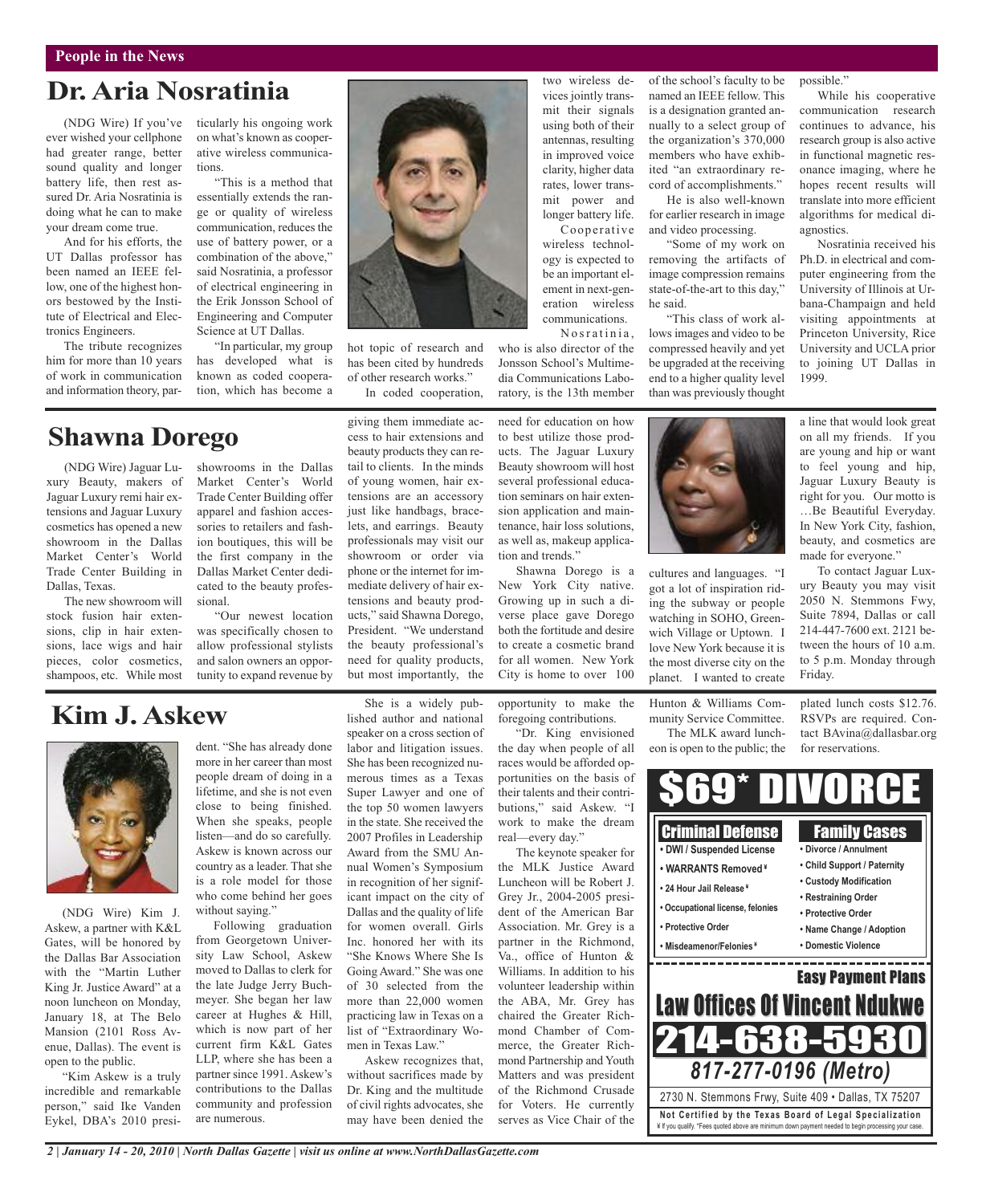People in the News

## Dr. Aria Nosratinia

(NDG Wire) If you've ever wished your cellphone had greater range, better sound quality and longer battery life, then rest assured Dr. Aria Nosratinia is doing what he can to make your dream come true.

And for his efforts, the UT Dallas professor has been named an IEEE fellow, one of the highest honors bestowed by the Institute of Electrical and Electronics Engineers.

The tribute recognizes him for more than 10 years of work in communication and information theory, particularly his ongoing work on what's known as cooperative wireless communications.

"This is a method that essentially extends the range or quality of wireless communication, reduces the use of battery power, or a combination of the above," said Nosratinia, a professor of electrical engineering in the Erik Jonsson School of Engineering and Computer Science at UT Dallas.

"In particular, my group has developed what is known as coded cooperation, which has become a hot topic of research and has been cited by hundreds of other research works."

In coded cooperation, two wireless devices jointly transmit their signals using both of their antennas, resulting in improved voice clarity, higher data rates, lower transmit power and longer battery life.

Cooperative wireless technology is expected to be an important element in next-generation wireless communications.

Nosratinia, who is also director of the Jonsson School's Multimedia Communications Laboratory, is the 13th member of the school's faculty to be named an IEEE fellow. This is a designation granted annually to a select group of the organization's 370,000 members who have exhibited "an extraordinary record of accomplishments."

He is also well-known for earlier research in image and video processing.

"Some of my work on removing the artifacts of image compression remains state-of-the-art to this day," he said.

"This class of work allows images and video to be compressed heavily and yet be upgraded at the receiving end to a higher quality level than was previously thought possible."

While his cooperative communication research continues to advance, his research group is also active in functional magnetic resonance imaging, where he hopes recent results will translate into more efficient algorithms for medical diagnostics.

Nosratinia received his Ph.D. in electrical and computer engineering from the University of Illinois at Urbana-Champaign and held visiting appointments at Princeton University, Rice University and UCLA prior to joining UT Dallas in 1999.

## Shawna Dorego

(NDG Wire) Jaguar Luxury Beauty, makers of Jaguar Luxury remi hair extensions and Jaguar Luxury cosmetics has opened a new showroom in the Dallas Market Center's World Trade Center Building in Dallas, Texas.

The new showroom will stock fusion hair extensions, clip in hair extensions, lace wigs and hair pieces, color cosmetics, shampoos, etc. While most showrooms in the Dallas Market Center's World Trade Center Building offer apparel and fashion accessories to retailers and fashion boutiques, this will be the first company in the Dallas Market Center dedicated to the beauty professional.

"Our newest location was specifically chosen to allow professional stylists and salon owners an opportunity to expand revenue by giving them immediate access to hair extensions and beauty products they can retail to clients. In the minds of young women, hair extensions are an accessory just like handbags, bracelets, and earrings. Beauty professionals may visit our showroom or order via phone or the internet for immediate delivery of hair extensions and beauty products," said Shawna Dorego, President. "We understand the beauty professional's need for quality products, but most importantly, the need for education on how to best utilize those products. The Jaguar Luxury Beauty showroom will host several professional education seminars on hair extension application and maintenance, hair loss solutions, as well as, makeup application and trends."

Shawna Dorego is a New York City native. Growing up in such a diverse place gave Dorego both the fortitude and desire to create a cosmetic brand for all women. New York City is home to over 100 cultures and languages. "I got a lot of inspiration riding the subway or people watching in SOHO, Greenwich Village or Uptown. I love New York because it is the most diverse city on the planet. I wanted to create a line that would look great on all my friends. If you are young and hip or want to feel young and hip, Jaguar Luxury Beauty is right for you. Our motto is …Be Beautiful Everyday. In New York City, fashion, beauty, and cosmetics are made for everyone."

To contact Jaguar Luxury Beauty you may visit 2050 N. Stemmons Fwy, Suite 7894, Dallas or call 214-447-7600 ext. 2121 between the hours of 10 a.m. to 5 p.m. Monday through Friday.

## Kim J. Askew

(NDG Wire) Kim J. Askew, a partner with K&L Gates, will be honored by the Dallas Bar Association with the "Martin Luther King Jr. Justice Award" at a noon luncheon on Monday, January 18, at The Belo Mansion (2101 Ross Avenue, Dallas). The event is open to the public.

"Kim Askew is a truly incredible and remarkable person," said Ike Vanden Eykel, DBA's 2010 president. "She has already done more in her career than most people dream of doing in a lifetime, and she is not even close to being finished. When she speaks, people listen—and do so carefully. Askew is known across our country as a leader. That she is a role model for those who come behind her goes without saying."

Following graduation from Georgetown University Law School, Askew moved to Dallas to clerk for the late Judge Jerry Buchmeyer. She began her law career at Hughes & Hill, which is now part of her current firm K&L Gates LLP, where she has been a partner since 1991. Askew's contributions to the Dallas community and profession are numerous.

She is a widely published author and national speaker on a cross section of labor and litigation issues. She has been recognized numerous times as a Texas Super Lawyer and one of the top 50 women lawyers in the state. She received the 2007 Profiles in Leadership Award from the SMU Annual Women's Symposium in recognition of her significant impact on the city of Dallas and the quality of life for women overall. Girls Inc. honored her with its "She Knows Where She Is Going Award." She was one of 30 selected from the more than 22,000 women practicing law in Texas on a list of "Extraordinary Women in Texas Law."

Askew recognizes that, without sacrifices made by Dr. King and the multitude of civil rights advocates, she may have been denied the opportunity to make the foregoing contributions.

"Dr. King envisioned the day when people of all races would be afforded opportunities on the basis of their talents and their contributions," said Askew. "I work to make the dream real—every day."

The keynote speaker for the MLK Justice Award Luncheon will be Robert J. Grey Jr., 2004-2005 president of the American Bar Association. Mr. Grey is a partner in the Richmond, Va., office of Hunton & Williams. In addition to his volunteer leadership within the ABA, Mr. Grey has chaired the Greater Richmond Chamber of Commerce, the Greater Richmond Partnership and Youth Matters and was president of the Richmond Crusade for Voters. He currently serves as Vice Chair of the Hunton & Williams Community Service Committee.

The MLK award luncheon is open to the public; the plated lunch costs $12.76. RSVPs are required. Contact BAvina@dallasbar.org for reservations.

---

**$69* DIVORCE**

**Criminal Defense**
- DWI / Suspended License
- WARRANTS Removed¥
- 24 Hour Jail Release¥
- Occupational license, felonies
- Protective Order
- Misdeameanor/Felonies¥

**Family Cases**
- Divorce / Annulment
- Child Support / Paternity
- Custody Modification
- Restraining Order
- Protective Order
- Name Change / Adoption
- Domestic Violence

**Easy Payment Plans**

**Law Offices Of Vincent Ndukwe**

**214-638-5930**

*817-277-0196 (Metro)*

2730 N. Stemmons Frwy, Suite 409 • Dallas, TX 75207

**Not Certified by the Texas Board of Legal Specialization**

¥ If you qualify. *Fees quoted above are minimum down payment needed to begin processing your case.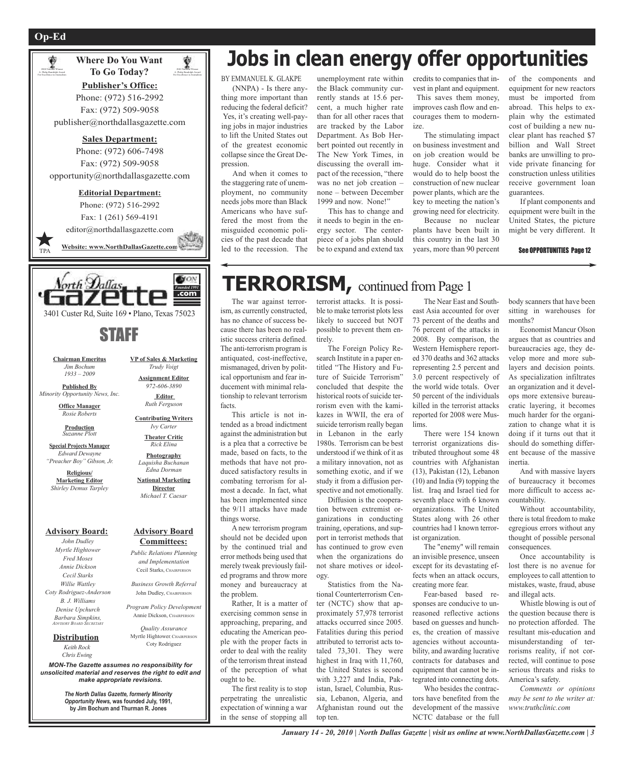Op-Ed

**Where Do You Want To Go Today?**

**Publisher's Office:**
Phone: (972) 516-2992
Fax: (972) 509-9058
publisher@northdallasgazette.com

**Sales Department:**
Phone: (972) 606-7498
Fax: (972) 509-9058
opportunity@northdallasgazette.com

**Editorial Department:**
Phone: (972) 516-2992
Fax: 1 (261) 569-4191
editor@northdallasgazette.com

**Website: www.NorthDallasGazette.com**

North Dallas Gazette .com Founded 1991

3401 Custer Rd, Suite 169 • Plano, Texas 75023

## STAFF

**Chairman Emeritus**
*Jim Bochum*
*1933 – 2009*

**Published By**
*Minority Opportunity News, Inc.*

**Office Manager**
*Rosie Roberts*

**Production**
*Suzanne Plott*

**Special Projects Manager**
*Edward Dewayne "Preacher Boy" Gibson, Jr.*

**Religious/ Marketing Editor**
*Shirley Demus Tarpley*

**VP of Sales & Marketing**
*Trudy Voigt*

**Assignment Editor**
*972-606-3890*

**Editor**
*Ruth Ferguson*

**Contributing Writers**
*Ivy Carter*

**Theater Critic**
*Rick Elina*

**Photography**
*Laquisha Buchanan*
*Edna Dorman*

**National Marketing Director**
*Michael T. Caesar*

**Advisory Board:**
*John Dudley*
*Myrtle Hightower*
*Fred Moses*
*Annie Dickson*
*Cecil Starks*
*Willie Wattley*
*Coty Rodriguez-Anderson*
*B. J. Williams*
*Denise Upchurch*
*Barbara Simpkins, Advisory Board Secretary*

**Distribution**
*Keith Rock*
*Chris Ewing*

**Advisory Board Committees:**

*Public Relations Planning and Implementation*
Cecil Starks, Chairperson

*Business Growth Referral*
John Dudley, Chairperson

*Program Policy Development*
Annie Dickson, Chairperson

*Quality Assurance*
Myrtle Hightower, Chairperson
Coty Rodriguez

***MON-The Gazette assumes no responsibility for unsolicited material and reserves the right to edit and make appropriate revisions.***

***The North Dallas Gazette, formerly Minority Opportunity News, was founded July, 1991, by Jim Bochum and Thurman R. Jones***

# Jobs in clean energy offer opportunities

BY EMMANUEL K. GLAKPE

(NNPA) - Is there anything more important than reducing the federal deficit? Yes, it's creating well-paying jobs in major industries to lift the United States out of the greatest economic collapse since the Great Depression.

And when it comes to the staggering rate of unemployment, no community needs jobs more than Black Americans who have suffered the most from the misguided economic policies of the past decade that led to the recession. The unemployment rate within the Black community currently stands at 15.6 percent, a much higher rate than for all other races that are tracked by the Labor Department. As Bob Herbert pointed out recently in The New York Times, in discussing the overall impact of the recession, "there was no net job creation – none – between December 1999 and now. None!"

This has to change and it needs to begin in the energy sector. The centerpiece of a jobs plan should be to expand and extend tax credits to companies that invest in plant and equipment. This saves them money, improves cash flow and encourages them to modernize.

The stimulating impact on business investment and on job creation would be huge. Consider what it would do to help boost the construction of new nuclear power plants, which are the key to meeting the nation's growing need for electricity.

Because no nuclear plants have been built in this country in the last 30 years, more than 90 percent of the components and equipment for new reactors must be imported from abroad. This helps to explain why the estimated cost of building a new nuclear plant has reached $7 billion and Wall Street banks are unwilling to provide private financing for construction unless utilities receive government loan guarantees.

If plant components and equipment were built in the United States, the picture might be very different. It

**See OPPORTUNITIES Page 12**

# TERRORISM, continued from Page 1

The war against terrorism, as currently constructed, has no chance of success because there has been no realistic success criteria defined. The anti-terrorism program is antiquated, cost-ineffective, mismanaged, driven by political opportunism and fear inducement with minimal relationship to relevant terrorism facts.

This article is not intended as a broad indictment against the administration but is a plea that a corrective be made, based on facts, to the methods that have not produced satisfactory results in combating terrorism for almost a decade. In fact, what has been implemented since the 9/11 attacks have made things worse.

A new terrorism program should not be decided upon by the continued trial and error methods being used that merely tweak previously failed programs and throw more money and bureaucracy at the problem.

Rather, It is a matter of exercising common sense in approaching, preparing, and educating the American people with the proper facts in order to deal with the reality of the terrorism threat instead of the perception of what ought to be.

The first reality is to stop perpetrating the unrealistic expectation of winning a war in the sense of stopping all terrorist attacks. It is possible to make terrorist plots less likely to succeed but NOT possible to prevent them entirely.

The Foreign Policy Research Institute in a paper entitled "The History and Future of Suicide Terrorism" concluded that despite the historical roots of suicide terrorism even with the kamikazes in WWII, the era of suicide terrorism really began in Lebanon in the early 1980s. Terrorism can be best understood if we think of it as a military innovation, not as something exotic, and if we study it from a diffusion perspective and not emotionally.

Diffusion is the cooperation between extremist organizations in conducting training, operations, and support in terrorist methods that has continued to grow even when the organizations do not share motives or ideology.

Statistics from the National Counterterrorism Center (NCTC) show that approximately 57,978 terrorist attacks occurred since 2005. Fatalities during this period attributed to terrorist acts totaled 73,301. They were highest in Iraq with 11,760, the United States is second with 3,227 and India, Pakistan, Israel, Columbia, Russia, Lebanon, Algeria, and Afghanistan round out the top ten.

The Near East and Southeast Asia accounted for over 73 percent of the deaths and 76 percent of the attacks in 2008. By comparison, the Western Hemisphere reported 370 deaths and 362 attacks representing 2.5 percent and 3.0 percent respectively of the world wide totals. Over 50 percent of the individuals killed in the terrorist attacks reported for 2008 were Muslims.

There were 154 known terrorist organizations distributed throughout some 48 countries with Afghanistan (13), Pakistan (12), Lebanon (10) and India (9) topping the list. Iraq and Israel tied for seventh place with 6 known organizations. The United States along with 26 other countries had 1 known terrorist organization.

The "enemy" will remain an invisible presence, unseen except for its devastating effects when an attack occurs, creating more fear.

Fear-based based responses are conducive to unreasoned reflective actions based on guesses and hunches, the creation of massive agencies without accountability, and awarding lucrative contracts for databases and equipment that cannot be integrated into connecting dots.

Who besides the contractors have benefited from the development of the massive NCTC database or the full body scanners that have been sitting in warehouses for months?

Economist Mancur Olson argues that as countries and bureaucracies age, they develop more and more sublayers and decision points. As specialization infiltrates an organization and it develops more extensive bureaucratic layering, it becomes much harder for the organization to change what it is doing if it turns out that it should do something different because of the massive inertia.

And with massive layers of bureaucracy it becomes more difficult to access accountability.

Without accountability, there is total freedom to make egregious errors without any thought of possible personal consequences.

Once accountability is lost there is no avenue for employees to call attention to mistakes, waste, fraud, abuse and illegal acts.

Whistle blowing is out of the question because there is no protection afforded. The resultant mis-education and misunderstanding of terrorisms reality, if not corrected, will continue to pose serious threats and risks to America's safety.

*Comments or opinions may be sent to the writer at: www.truthclinic.com*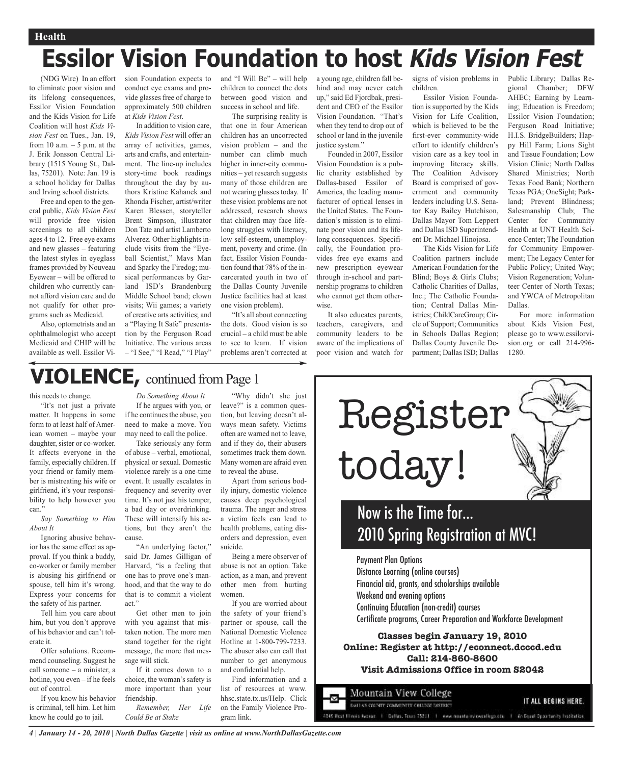Health

# Essilor Vision Foundation to host *Kids Vision Fest*

(NDG Wire) In an effort to eliminate poor vision and its lifelong consequences, Essilor Vision Foundation and the Kids Vision for Life Coalition will host *Kids Vision Fest* on Tues., Jan. 19, from 10 a.m. – 5 p.m. at the J. Erik Jonsson Central Library (1515 Young St., Dallas, 75201). Note: Jan. 19 is a school holiday for Dallas and Irving school districts.

Free and open to the general public, *Kids Vision Fest* will provide free vision screenings to all children ages 4 to 12. Free eye exams and new glasses – featuring the latest styles in eyeglass frames provided by Nouveau Eyewear – will be offered to children who currently cannot afford vision care and do not qualify for other programs such as Medicaid.

Also, optometrists and an ophthalmologist who accept Medicaid and CHIP will be available as well. Essilor Vision Foundation expects to conduct eye exams and provide glasses free of charge to approximately 500 children at *Kids Vision Fest*.

In addition to vision care, *Kids Vision Fest* will offer an array of activities, games, arts and crafts, and entertainment. The line-up includes story-time book readings throughout the day by authors Kristine Kahanek and Rhonda Fischer, artist/writer Karen Blessen, storyteller Brent Simpson, illustrator Don Tate and artist Lamberto Alverez. Other highlights include visits from the "Eyeball Scientist," Mavs Man and Sparky the Firedog; musical performances by Garland ISD's Brandenburg Middle School band; clown visits; Wii games; a variety of creative arts activities; and a "Playing It Safe" presentation by the Ferguson Road Initiative. The various areas – "I See," "I Read," "I Play" and "I Will Be" – will help children to connect the dots between good vision and success in school and life.

The surprising reality is that one in four American children has an uncorrected vision problem – and the number can climb much higher in inner-city communities – yet research suggests many of those children are not wearing glasses today. If these vision problems are not addressed, research shows that children may face lifelong struggles with literacy, low self-esteem, unemployment, poverty and crime. (In fact, Essilor Vision Foundation found that 78% of the incarcerated youth in two of the Dallas County Juvenile Justice facilities had at least one vision problem).

"It's all about connecting the dots. Good vision is so crucial – a child must be able to see to learn. If vision problems aren't corrected at a young age, children fall behind and may never catch up," said Ed Fjordbak, president and CEO of the Essilor Vision Foundation. "That's when they tend to drop out of school or land in the juvenile justice system."

Founded in 2007, Essilor Vision Foundation is a public charity established by Dallas-based Essilor of America, the leading manufacturer of optical lenses in the United States. The Foundation's mission is to eliminate poor vision and its lifelong consequences. Specifically, the Foundation provides free eye exams and new prescription eyewear through in-school and partnership programs to children who cannot get them otherwise.

It also educates parents, teachers, caregivers, and community leaders to be aware of the implications of poor vision and watch for signs of vision problems in children.

Essilor Vision Foundation is supported by the Kids Vision for Life Coalition, which is believed to be the first-ever community-wide effort to identify children's vision care as a key tool in improving literacy skills. The Coalition Advisory Board is comprised of government and community leaders including U.S. Senator Kay Bailey Hutchison, Dallas Mayor Tom Leppert and Dallas ISD Superintendent Dr. Michael Hinojosa.

The Kids Vision for Life Coalition partners include American Foundation for the Blind; Boys & Girls Clubs; Catholic Charities of Dallas, Inc.; The Catholic Foundation; Central Dallas Ministries; ChildCareGroup; Circle of Support; Communities in Schools Dallas Region; Dallas County Juvenile Department; Dallas ISD; Dallas Public Library; Dallas Regional Chamber; DFW AHEC; Earning by Learning; Education is Freedom; Essilor Vision Foundation; Ferguson Road Initiative; H.I.S. BridgeBuilders; Happy Hill Farm; Lions Sight and Tissue Foundation; Low Vision Clinic; North Dallas Shared Ministries; North Texas Food Bank; Northern Texas PGA; OneSight; Parkland; Prevent Blindness; Salesmanship Club; The Center for Community Health at UNT Health Science Center; The Foundation for Community Empowerment; The Legacy Center for Public Policy; United Way; Vision Regeneration; Volunteer Center of North Texas; and YWCA of Metropolitan Dallas.

For more information about Kids Vision Fest, please go to www.essilorvision.org or call 214-996-1280.

## VIOLENCE, continued from Page 1

this needs to change.

"It's not just a private matter. It happens in some form to at least half of American women – maybe your daughter, sister or co-worker. It affects everyone in the family, especially children. If your friend or family member is mistreating his wife or girlfriend, it's your responsibility to help however you can."

*Say Something to Him About It*

Ignoring abusive behavior has the same effect as approval. If you think a buddy, co-worker or family member is abusing his girlfriend or spouse, tell him it's wrong. Express your concerns for the safety of his partner.

Tell him you care about him, but you don't approve of his behavior and can't tolerate it.

Offer solutions. Recommend counseling. Suggest he call someone – a minister, a hotline, you even – if he feels out of control.

If you know his behavior is criminal, tell him. Let him know he could go to jail.

*Do Something About It*

If he argues with you, or if he continues the abuse, you need to make a move. You may need to call the police.

Take seriously any form of abuse – verbal, emotional, physical or sexual. Domestic violence rarely is a one-time event. It usually escalates in frequency and severity over time. It's not just his temper, a bad day or overdrinking. These will intensify his actions, but they aren't the cause.

"An underlying factor," said Dr. James Gilligan of Harvard, "is a feeling that one has to prove one's manhood, and that the way to do that is to commit a violent act."

Get other men to join with you against that mistaken notion. The more men stand together for the right message, the more that message will stick.

If it comes down to a choice, the woman's safety is more important than your friendship.

*Remember, Her Life Could Be at Stake*

"Why didn't she just leave?" is a common question, but leaving doesn't always mean safety. Victims often are warned not to leave, and if they do, their abusers sometimes track them down. Many women are afraid even to reveal the abuse.

Apart from serious bodily injury, domestic violence causes deep psychological trauma. The anger and stress a victim feels can lead to health problems, eating disorders and depression, even suicide.

Being a mere observer of abuse is not an option. Take action, as a man, and prevent other men from hurting women.

If you are worried about the safety of your friend's partner or spouse, call the National Domestic Violence Hotline at 1-800-799-7233. The abuser also can call that number to get anonymous and confidential help.

Find information and a list of resources at www.hhsc.state.tx.us/Help. Click on the Family Violence Program link.

# Register today!

## Now is the Time for... 2010 Spring Registration at MVC!

- Payment Plan Options
- Distance Learning (online courses)
- Financial aid, grants, and scholarships available
- Weekend and evening options
- Continuing Education (non-credit) courses
- Certificate programs, Career Preparation and Workforce Development

**Classes begin January 19, 2010**
**Online: Register at http://econnect.dcccd.edu**
**Call: 214-860-8600**
**Visit Admissions Office in room S2042**

Mountain View College
Dallas County Community College District
IT ALL BEGINS HERE.
4849 West Illinois Avenue | Dallas, Texas 75211 | www.mountainviewcollege.edu | An Equal Opportunity Institution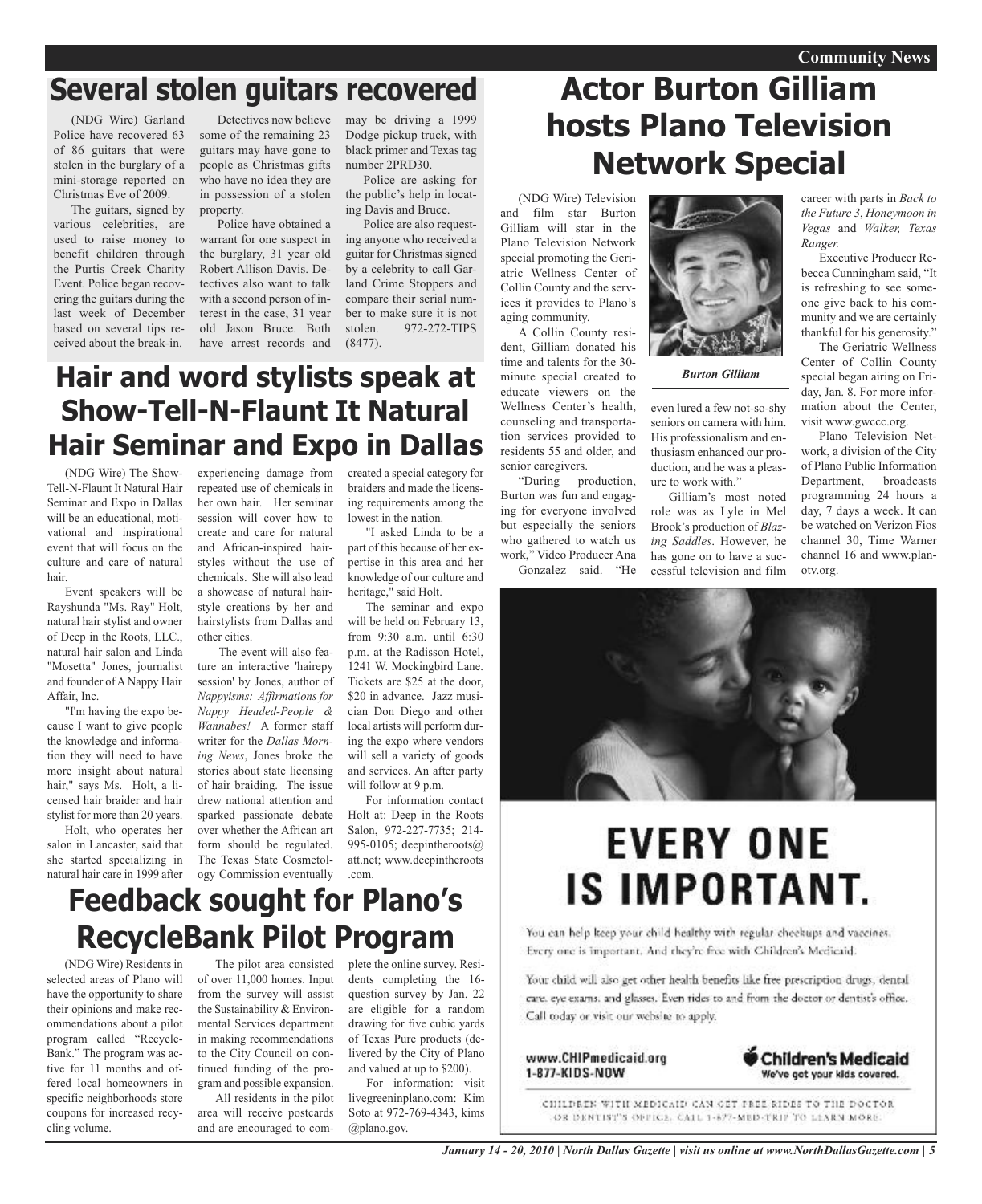## Several stolen guitars recovered

(NDG Wire) Garland Police have recovered 63 of 86 guitars that were stolen in the burglary of a mini-storage reported on Christmas Eve of 2009.

The guitars, signed by various celebrities, are used to raise money to benefit children through the Purtis Creek Charity Event. Police began recovering the guitars during the last week of December based on several tips received about the break-in.

Detectives now believe some of the remaining 23 guitars may have gone to people as Christmas gifts who have no idea they are in possession of a stolen property.

Police have obtained a warrant for one suspect in the burglary, 31 year old Robert Allison Davis. Detectives also want to talk with a second person of interest in the case, 31 year old Jason Bruce. Both have arrest records and may be driving a 1999 Dodge pickup truck, with black primer and Texas tag number 2PRD30.

Police are asking for the public's help in locating Davis and Bruce.

Police are also requesting anyone who received a guitar for Christmas signed by a celebrity to call Garland Crime Stoppers and compare their serial number to make sure it is not stolen. 972-272-TIPS (8477).

## Hair and word stylists speak at Show-Tell-N-Flaunt It Natural Hair Seminar and Expo in Dallas

(NDG Wire) The Show-Tell-N-Flaunt It Natural Hair Seminar and Expo in Dallas will be an educational, motivational and inspirational event that will focus on the culture and care of natural hair.

Event speakers will be Rayshunda "Ms. Ray" Holt, natural hair stylist and owner of Deep in the Roots, LLC., natural hair salon and Linda "Mosetta" Jones, journalist and founder of A Nappy Hair Affair, Inc.

"I'm having the expo because I want to give people the knowledge and information they will need to have more insight about natural hair," says Ms. Holt, a licensed hair braider and hair stylist for more than 20 years.

Holt, who operates her salon in Lancaster, said that she started specializing in natural hair care in 1999 after experiencing damage from repeated use of chemicals in her own hair. Her seminar session will cover how to create and care for natural and African-inspired hairstyles without the use of chemicals. She will also lead a showcase of natural hairstyle creations by her and hairstylists from Dallas and other cities.

The event will also feature an interactive 'hairepy session' by Jones, author of *Nappyisms: Affirmations for Nappy Headed-People & Wannabes!* A former staff writer for the *Dallas Morning News*, Jones broke the stories about state licensing of hair braiding. The issue drew national attention and sparked passionate debate over whether the African art form should be regulated. The Texas State Cosmetology Commission eventually created a special category for braiders and made the licensing requirements among the lowest in the nation.

"I asked Linda to be a part of this because of her expertise in this area and her knowledge of our culture and heritage," said Holt.

The seminar and expo will be held on February 13, from 9:30 a.m. until 6:30 p.m. at the Radisson Hotel, 1241 W. Mockingbird Lane. Tickets are $25 at the door, $20 in advance. Jazz musician Don Diego and other local artists will perform during the expo where vendors will sell a variety of goods and services. An after party will follow at 9 p.m.

For information contact Holt at: Deep in the Roots Salon, 972-227-7735; 214-995-0105; deepintheroots@att.net; www.deepintheroots.com.

## Feedback sought for Plano's RecycleBank Pilot Program

(NDG Wire) Residents in selected areas of Plano will have the opportunity to share their opinions and make recommendations about a pilot program called "RecycleBank." The program was active for 11 months and offered local homeowners in specific neighborhoods store coupons for increased recycling volume.

The pilot area consisted of over 11,000 homes. Input from the survey will assist the Sustainability & Environmental Services department in making recommendations to the City Council on continued funding of the program and possible expansion.

All residents in the pilot area will receive postcards and are encouraged to complete the online survey. Residents completing the 16-question survey by Jan. 22 are eligible for a random drawing for five cubic yards of Texas Pure products (delivered by the City of Plano and valued at up to $200).

For information: visit livegreeninplano.com: Kim Soto at 972-769-4343, kims@plano.gov.

## Actor Burton Gilliam hosts Plano Television Network Special

(NDG Wire) Television and film star Burton Gilliam will star in the Plano Television Network special promoting the Geriatric Wellness Center of Collin County and the services it provides to Plano's aging community.

A Collin County resident, Gilliam donated his time and talents for the 30-minute special created to educate viewers on the Wellness Center's health, counseling and transportation services provided to residents 55 and older, and senior caregivers.

**Burton Gilliam**

"During production, Burton was fun and engaging for everyone involved but especially the seniors who gathered to watch us work," Video Producer Ana Gonzalez said. "He even lured a few not-so-shy seniors on camera with him. His professionalism and enthusiasm enhanced our production, and he was a pleasure to work with."

Gilliam's most noted role was as Lyle in Mel Brook's production of *Blazing Saddles*. However, he has gone on to have a successful television and film career with parts in *Back to the Future 3*, *Honeymoon in Vegas* and *Walker, Texas Ranger.*

Executive Producer Rebecca Cunningham said, "It is refreshing to see someone give back to his community and we are certainly thankful for his generosity."

The Geriatric Wellness Center of Collin County special began airing on Friday, Jan. 8. For more information about the Center, visit www.gwccc.org.

Plano Television Network, a division of the City of Plano Public Information Department, broadcasts programming 24 hours a day, 7 days a week. It can be watched on Verizon Fios channel 30, Time Warner channel 16 and www.planotv.org.

# EVERY ONE IS IMPORTANT.

You can help keep your child healthy with regular checkups and vaccines. Every one is important. And they're free with Children's Medicaid.

Your child will also get other health benefits like free prescription drugs, dental care, eye exams, and glasses. Even rides to and from the doctor or dentist's office. Call today or visit our website to apply.

www.CHIPmedicaid.org
1-877-KIDS-NOW

**Children's Medicaid**
We've got your kids covered.

CHILDREN WITH MEDICAID CAN GET FREE RIDES TO THE DOCTOR OR DENTIST'S OFFICE. CALL 1-877-MED-TRIP TO LEARN MORE.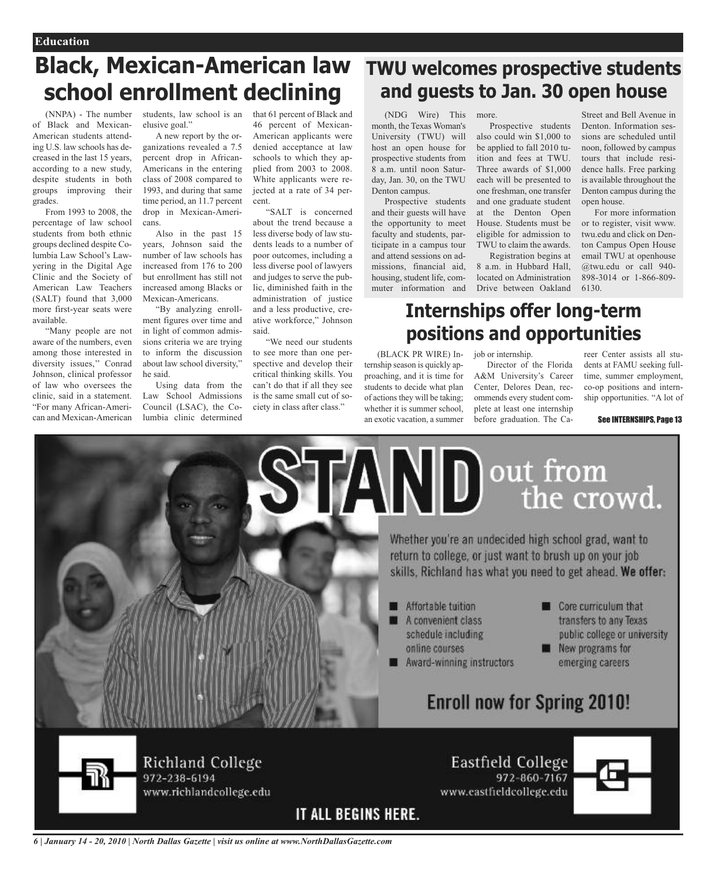Education

# Black, Mexican-American law school enrollment declining

(NNPA) - The number of Black and Mexican-American students attending U.S. law schools has decreased in the last 15 years, according to a new study, despite students in both groups improving their grades.

From 1993 to 2008, the percentage of law school students from both ethnic groups declined despite Columbia Law School's Lawyering in the Digital Age Clinic and the Society of American Law Teachers (SALT) found that 3,000 more first-year seats were available.

"Many people are not aware of the numbers, even among those interested in diversity issues," Conrad Johnson, clinical professor of law who oversees the clinic, said in a statement. "For many African-American and Mexican-American students, law school is an elusive goal."

A new report by the organizations revealed a 7.5 percent drop in African-Americans in the entering class of 2008 compared to 1993, and during that same time period, an 11.7 percent drop in Mexican-Americans.

Also in the past 15 years, Johnson said the number of law schools has increased from 176 to 200 but enrollment has still not increased among Blacks or Mexican-Americans.

"By analyzing enrollment figures over time and in light of common admissions criteria we are trying to inform the discussion about law school diversity," he said.

Using data from the Law School Admissions Council (LSAC), the Columbia clinic determined that 61 percent of Black and 46 percent of Mexican-American applicants were denied acceptance at law schools to which they applied from 2003 to 2008. White applicants were rejected at a rate of 34 percent.

"SALT is concerned about the trend because a less diverse body of law students leads to a number of poor outcomes, including a less diverse pool of lawyers and judges to serve the public, diminished faith in the administration of justice and a less productive, creative workforce," Johnson said.

"We need our students to see more than one perspective and develop their critical thinking skills. You can't do that if all they see is the same small cut of society in class after class."

# TWU welcomes prospective students and guests to Jan. 30 open house

(NDG Wire) This month, the Texas Woman's University (TWU) will host an open house for prospective students from 8 a.m. until noon Saturday, Jan. 30, on the TWU Denton campus.

Prospective students and their guests will have the opportunity to meet faculty and students, participate in a campus tour and attend sessions on admissions, financial aid, housing, student life, commuter information and more.

Prospective students also could win $1,000 to be applied to fall 2010 tuition and fees at TWU. Three awards of $1,000 each will be presented to one freshman, one transfer and one graduate student at the Denton Open House. Students must be eligible for admission to TWU to claim the awards.

Registration begins at 8 a.m. in Hubbard Hall, located on Administration Drive between Oakland Street and Bell Avenue in Denton. Information sessions are scheduled until noon, followed by campus tours that include residence halls. Free parking is available throughout the Denton campus during the open house.

For more information or to register, visit www.twu.edu and click on Denton Campus Open House email TWU at openhouse@twu.edu or call 940-898-3014 or 1-866-809-6130.

# Internships offer long-term positions and opportunities

(BLACK PR WIRE) Internship season is quickly approaching, and it is time for students to decide what plan of actions they will be taking; whether it is summer school, an exotic vacation, a summer job or internship.

Director of the Florida A&M University's Career Center, Delores Dean, recommends every student complete at least one internship before graduation. The Career Center assists all students at FAMU seeking full-time, summer employment, co-op positions and internship opportunities. "A lot of

See INTERNSHIPS, Page 13

---

**STAND** out from the crowd.

Whether you're an undecided high school grad, want to return to college, or just want to brush up on your job skills, Richland has what you need to get ahead. **We offer:**

- Affortable tuition
- A convenient class schedule including online courses
- Award-winning instructors
- Core curriculum that transfers to any Texas public college or university
- New programs for emerging careers

**Enroll now for Spring 2010!**

Richland College
972-238-6194
www.richlandcollege.edu

Eastfield College
972-860-7167
www.eastfieldcollege.edu

IT ALL BEGINS HERE.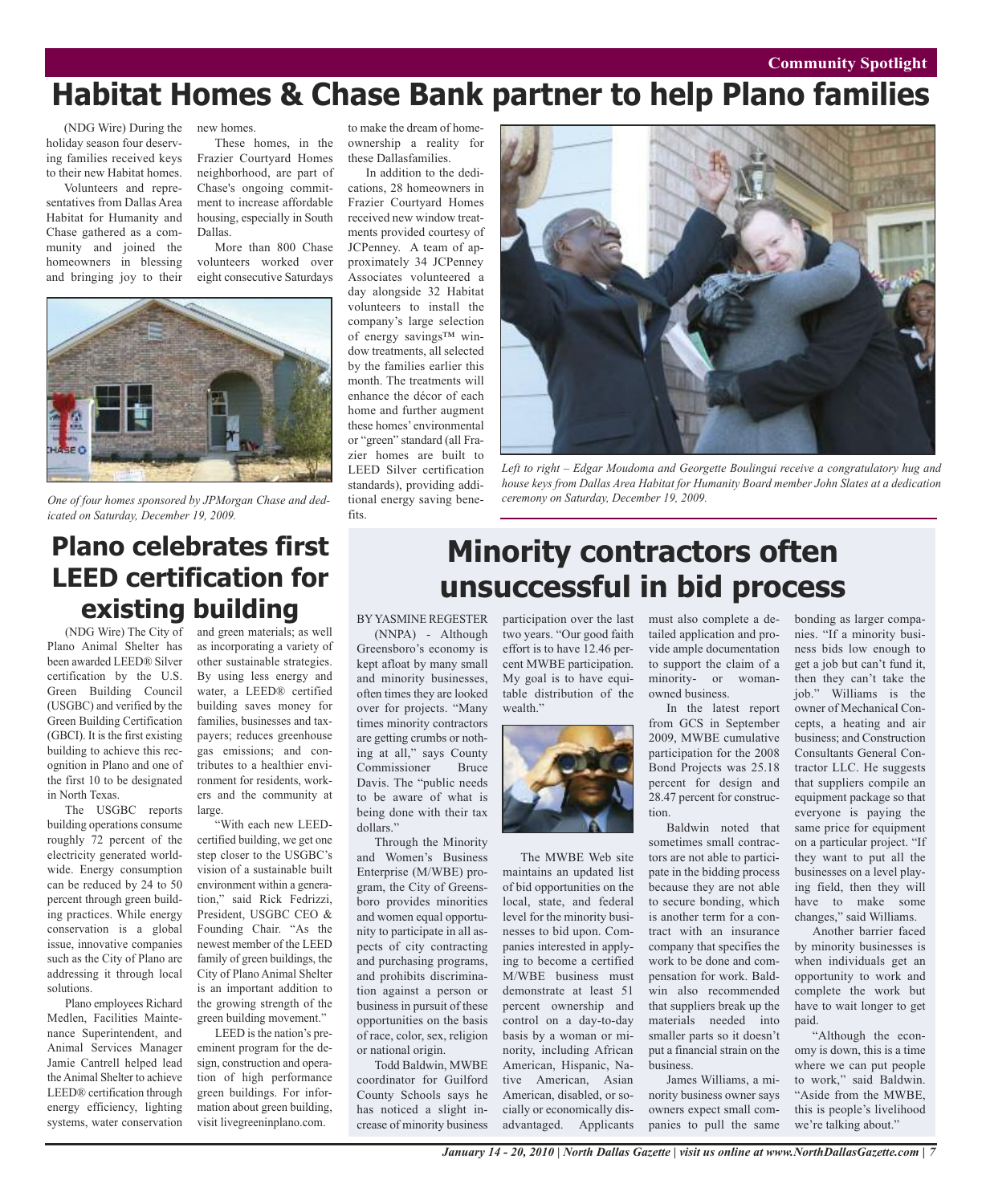Community Spotlight

# Habitat Homes & Chase Bank partner to help Plano families

(NDG Wire) During the holiday season four deserving families received keys to their new Habitat homes.

Volunteers and representatives from Dallas Area Habitat for Humanity and Chase gathered as a community and joined the homeowners in blessing and bringing joy to their new homes.

These homes, in the Frazier Courtyard Homes neighborhood, are part of Chase's ongoing commitment to increase affordable housing, especially in South Dallas.

More than 800 Chase volunteers worked over eight consecutive Saturdays to make the dream of homeownership a reality for these Dallasfamilies.

In addition to the dedications, 28 homeowners in Frazier Courtyard Homes received new window treatments provided courtesy of JCPenney. A team of approximately 34 JCPenney Associates volunteered a day alongside 32 Habitat volunteers to install the company's large selection of energy savings™ window treatments, all selected by the families earlier this month. The treatments will enhance the décor of each home and further augment these homes' environmental or "green" standard (all Frazier homes are built to LEED Silver certification standards), providing additional energy saving benefits.

*One of four homes sponsored by JPMorgan Chase and dedicated on Saturday, December 19, 2009.*

*Left to right – Edgar Moudoma and Georgette Boulingui receive a congratulatory hug and house keys from Dallas Area Habitat for Humanity Board member John Slates at a dedication ceremony on Saturday, December 19, 2009.*

## Plano celebrates first LEED certification for existing building

(NDG Wire) The City of Plano Animal Shelter has been awarded LEED® Silver certification by the U.S. Green Building Council (USGBC) and verified by the Green Building Certification (GBCI). It is the first existing building to achieve this recognition in Plano and one of the first 10 to be designated in North Texas.

The USGBC reports building operations consume roughly 72 percent of the electricity generated worldwide. Energy consumption can be reduced by 24 to 50 percent through green building practices. While energy conservation is a global issue, innovative companies such as the City of Plano are addressing it through local solutions.

Plano employees Richard Medlen, Facilities Maintenance Superintendent, and Animal Services Manager Jamie Cantrell helped lead the Animal Shelter to achieve LEED® certification through energy efficiency, lighting systems, water conservation and green materials; as well as incorporating a variety of other sustainable strategies. By using less energy and water, a LEED® certified building saves money for families, businesses and taxpayers; reduces greenhouse gas emissions; and contributes to a healthier environment for residents, workers and the community at large.

"With each new LEED-certified building, we get one step closer to the USGBC's vision of a sustainable built environment within a generation," said Rick Fedrizzi, President, USGBC CEO & Founding Chair. "As the newest member of the LEED family of green buildings, the City of Plano Animal Shelter is an important addition to the growing strength of the green building movement."

LEED is the nation's preeminent program for the design, construction and operation of high performance green buildings. For information about green building, visit livegreeninplano.com.

## Minority contractors often unsuccessful in bid process

BY YASMINE REGESTER

(NNPA) - Although Greensboro's economy is kept afloat by many small and minority businesses, often times they are looked over for projects. "Many times minority contractors are getting crumbs or nothing at all," says County Commissioner Bruce Davis. The "public needs to be aware of what is being done with their tax dollars."

Through the Minority and Women's Business Enterprise (M/WBE) program, the City of Greensboro provides minorities and women equal opportunity to participate in all aspects of city contracting and purchasing programs, and prohibits discrimination against a person or business in pursuit of these opportunities on the basis of race, color, sex, religion or national origin.

Todd Baldwin, MWBE coordinator for Guilford County Schools says he has noticed a slight increase of minority business participation over the last two years. "Our good faith effort is to have 12.46 percent MWBE participation. My goal is to have equitable distribution of the wealth."

The MWBE Web site maintains an updated list of bid opportunities on the local, state, and federal level for the minority businesses to bid upon. Companies interested in applying to become a certified M/WBE business must demonstrate at least 51 percent ownership and control on a day-to-day basis by a woman or minority, including African American, Hispanic, Native American, Asian American, disabled, or socially or economically disadvantaged. Applicants must also complete a detailed application and provide ample documentation to support the claim of a minority- or woman-owned business.

In the latest report from GCS in September 2009, MWBE cumulative participation for the 2008 Bond Projects was 25.18 percent for design and 28.47 percent for construction.

Baldwin noted that sometimes small contractors are not able to participate in the bidding process because they are not able to secure bonding, which is another term for a contract with an insurance company that specifies the work to be done and compensation for work. Baldwin also recommended that suppliers break up the materials needed into smaller parts so it doesn't put a financial strain on the business.

James Williams, a minority business owner says owners expect small companies to pull the same bonding as larger companies. "If a minority business bids low enough to get a job but can't fund it, then they can't take the job." Williams is the owner of Mechanical Concepts, a heating and air business; and Construction Consultants General Contractor LLC. He suggests that suppliers compile an equipment package so that everyone is paying the same price for equipment on a particular project. "If they want to put all the businesses on a level playing field, then they will have to make some changes," said Williams.

Another barrier faced by minority businesses is when individuals get an opportunity to work and complete the work but have to wait longer to get paid.

"Although the economy is down, this is a time where we can put people to work," said Baldwin. "Aside from the MWBE, this is people's livelihood we're talking about."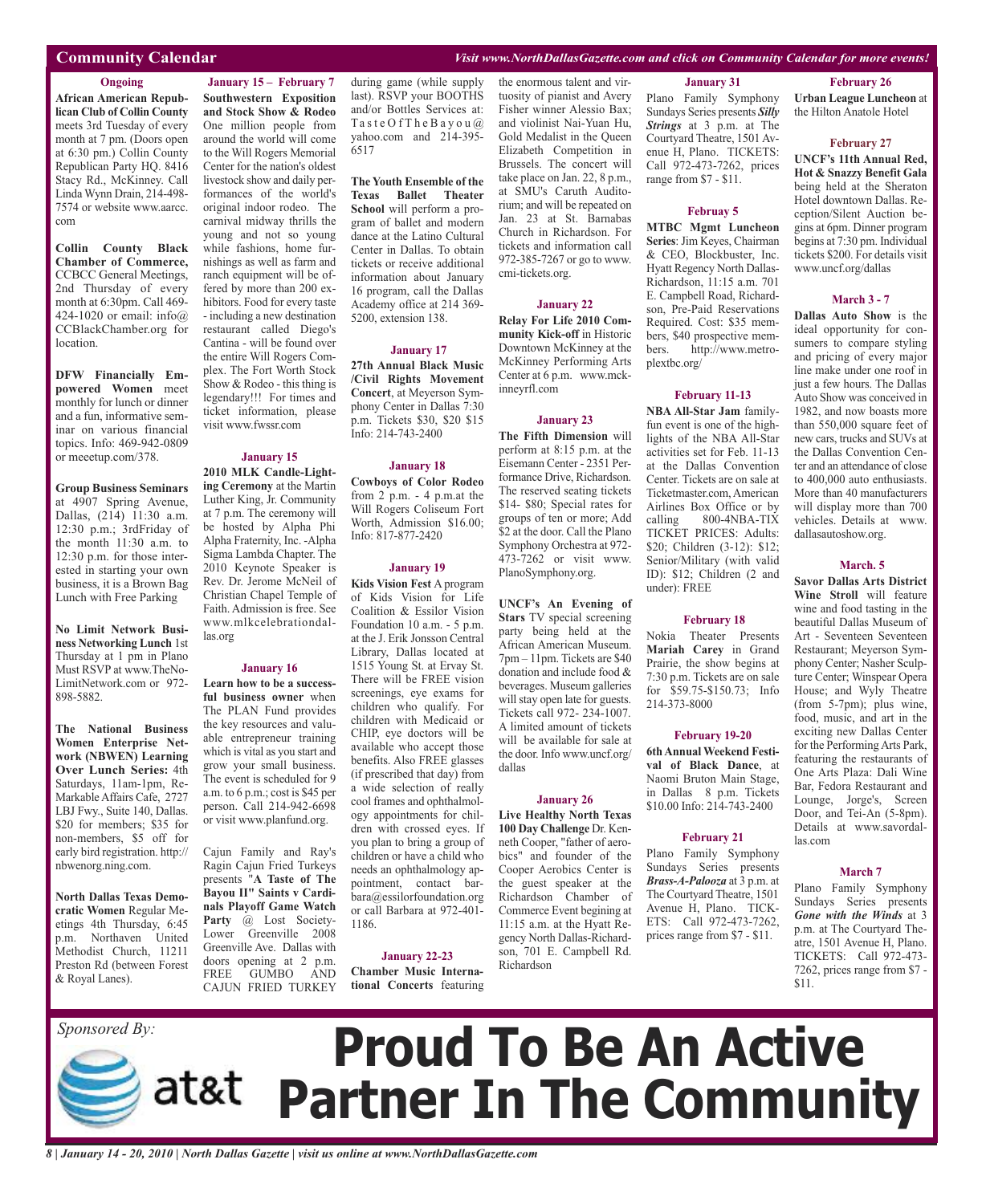## Community Calendar

*Visit www.NorthDallasGazette.com and click on Community Calendar for more events!*

### Ongoing

**African American Republican Club of Collin County** meets 3rd Tuesday of every month at 7 pm. (Doors open at 6:30 pm.) Collin County Republican Party HQ. 8416 Stacy Rd., McKinney. Call Linda Wynn Drain, 214-498-7574 or website www.aarcc.com

**Collin County Black Chamber of Commerce,** CCBCC General Meetings, 2nd Thursday of every month at 6:30pm. Call 469-424-1020 or email: info@CCBlackChamber.org for location.

**DFW Financially Empowered Women** meet monthly for lunch or dinner and a fun, informative seminar on various financial topics. Info: 469-942-0809 or meeetup.com/378.

**Group Business Seminars** at 4907 Spring Avenue, Dallas, (214) 11:30 a.m. 12:30 p.m.; 3rdFriday of the month 11:30 a.m. to 12:30 p.m. for those interested in starting your own business, it is a Brown Bag Lunch with Free Parking

**No Limit Network Business Networking Lunch** 1st Thursday at 1 pm in Plano Must RSVP at www.TheNoLimitNetwork.com or 972-898-5882.

**The National Business Women Enterprise Network (NBWEN) Learning Over Lunch Series:** 4th Saturdays, 11am-1pm, ReMarkable Affairs Cafe, 2727 LBJ Fwy., Suite 140, Dallas. $20 for members; $35 for non-members, $5 off for early bird registration. http://nbwenorg.ning.com.

**North Dallas Texas Democratic Women** Regular Meetings 4th Thursday, 6:45 p.m. Northaven United Methodist Church, 11211 Preston Rd (between Forest & Royal Lanes).

### January 15 – February 7

**Southwestern Exposition and Stock Show & Rodeo** One million people from around the world will come to the Will Rogers Memorial Center for the nation's oldest livestock show and daily performances of the world's original indoor rodeo. The carnival midway thrills the young and not so young while fashions, home furnishings as well as farm and ranch equipment will be offered by more than 200 exhibitors. Food for every taste - including a new destination restaurant called Diego's Cantina - will be found over the entire Will Rogers Complex. The Fort Worth Stock Show & Rodeo - this thing is legendary!!! For times and ticket information, please visit www.fwssr.com

### January 15

**2010 MLK Candle-Lighting Ceremony** at the Martin Luther King, Jr. Community at 7 p.m. The ceremony will be hosted by Alpha Phi Alpha Fraternity, Inc. -Alpha Sigma Lambda Chapter. The 2010 Keynote Speaker is Rev. Dr. Jerome McNeil of Christian Chapel Temple of Faith. Admission is free. See www.mlkcelebrationdallas.org

### January 16

**Learn how to be a successful business owner** when The PLAN Fund provides the key resources and valuable entrepreneur training which is vital as you start and grow your small business. The event is scheduled for 9 a.m. to 6 p.m.; cost is $45 per person. Call 214-942-6698 or visit www.planfund.org.

Cajun Family and Ray's Ragin Cajun Fried Turkeys presents "**A Taste of The Bayou II" Saints v Cardinals Playoff Game Watch Party** @ Lost Society-Lower Greenville 2008 Greenville Ave. Dallas with doors opening at 2 p.m. FREE GUMBO AND CAJUN FRIED TURKEY during game (while supply last). RSVP your BOOTHS and/or Bottles Services at: TasteOfTheBayou@yahoo.com and 214-395-6517

**The Youth Ensemble of the Texas Ballet Theater School** will perform a program of ballet and modern dance at the Latino Cultural Center in Dallas. To obtain tickets or receive additional information about January 16 program, call the Dallas Academy office at 214 369-5200, extension 138.

### January 17

**27th Annual Black Music /Civil Rights Movement Concert**, at Meyerson Symphony Center in Dallas 7:30 p.m. Tickets $30, $20 $15 Info: 214-743-2400

### January 18

**Cowboys of Color Rodeo** from 2 p.m. - 4 p.m.at the Will Rogers Coliseum Fort Worth, Admission $16.00; Info: 817-877-2420

### January 19

**Kids Vision Fest** A program of Kids Vision for Life Coalition & Essilor Vision Foundation 10 a.m. - 5 p.m. at the J. Erik Jonsson Central Library, Dallas located at 1515 Young St. at Ervay St. There will be FREE vision screenings, eye exams for children who qualify. For children with Medicaid or CHIP, eye doctors will be available who accept those benefits. Also FREE glasses (if prescribed that day) from a wide selection of really cool frames and ophthalmology appointments for children with crossed eyes. If you plan to bring a group of children or have a child who needs an ophthalmology appointment, contact barbara@essilorfoundation.org or call Barbara at 972-401-1186.

### January 22-23

**Chamber Music International Concerts** featuring the enormous talent and virtuosity of pianist and Avery Fisher winner Alessio Bax; and violinist Nai-Yuan Hu, Gold Medalist in the Queen Elizabeth Competition in Brussels. The concert will take place on Jan. 22, 8 p.m., at SMU's Caruth Auditorium; and will be repeated on Jan. 23 at St. Barnabas Church in Richardson. For tickets and information call 972-385-7267 or go to www.cmi-tickets.org.

### January 22

**Relay For Life 2010 Community Kick-off** in Historic Downtown McKinney at the McKinney Performing Arts Center at 6 p.m. www.mckinneyrfl.com

### January 23

**The Fifth Dimension** will perform at 8:15 p.m. at the Eisemann Center - 2351 Performance Drive, Richardson. The reserved seating tickets $14- $80; Special rates for groups of ten or more; Add $2 at the door. Call the Plano Symphony Orchestra at 972-473-7262 or visit www.PlanoSymphony.org.

**UNCF's An Evening of Stars** TV special screening party being held at the African American Museum. 7pm – 11pm. Tickets are $40 donation and include food & beverages. Museum galleries will stay open late for guests. Tickets call 972- 234-1007. A limited amount of tickets will be available for sale at the door. Info www.uncf.org/dallas

### January 26

**Live Healthy North Texas 100 Day Challenge** Dr. Kenneth Cooper, "father of aerobics" and founder of the Cooper Aerobics Center is the guest speaker at the Richardson Chamber of Commerce Event begining at 11:15 a.m. at the Hyatt Regency North Dallas-Richardson, 701 E. Campbell Rd. Richardson

### January 31

Plano Family Symphony Sundays Series presents ***Silly Strings*** at 3 p.m. at The Courtyard Theatre, 1501 Avenue H, Plano. TICKETS: Call 972-473-7262, prices range from $7 - $11.

### Februay 5

**MTBC Mgmt Luncheon Series**: Jim Keyes, Chairman & CEO, Blockbuster, Inc. Hyatt Regency North Dallas-Richardson, 11:15 a.m. 701 E. Campbell Road, Richardson, Pre-Paid Reservations Required. Cost: $35 members, $40 prospective members. http://www.metroplextbc.org/

### February 11-13

**NBA All-Star Jam** family-fun event is one of the highlights of the NBA All-Star activities set for Feb. 11-13 at the Dallas Convention Center. Tickets are on sale at Ticketmaster.com, American Airlines Box Office or by calling 800-4NBA-TIX TICKET PRICES: Adults: $20; Children (3-12): $12; Senior/Military (with valid ID): $12; Children (2 and under): FREE

### February 18

Nokia Theater Presents **Mariah Carey** in Grand Prairie, the show begins at 7:30 p.m. Tickets are on sale for $59.75-$150.73; Info 214-373-8000

### February 19-20

**6th Annual Weekend Festival of Black Dance**, at Naomi Bruton Main Stage, in Dallas 8 p.m. Tickets $10.00 Info: 214-743-2400

### February 21

Plano Family Symphony Sundays Series presents ***Brass-A-Palooza*** at 3 p.m. at The Courtyard Theatre, 1501 Avenue H, Plano. TICKETS: Call 972-473-7262, prices range from $7 - $11.

### February 26

**Urban League Luncheon** at the Hilton Anatole Hotel

### February 27

**UNCF's 11th Annual Red, Hot & Snazzy Benefit Gala** being held at the Sheraton Hotel downtown Dallas. Reception/Silent Auction begins at 6pm. Dinner program begins at 7:30 pm. Individual tickets $200. For details visit www.uncf.org/dallas

### March 3 - 7

**Dallas Auto Show** is the ideal opportunity for consumers to compare styling and pricing of every major line make under one roof in just a few hours. The Dallas Auto Show was conceived in 1982, and now boasts more than 550,000 square feet of new cars, trucks and SUVs at the Dallas Convention Center and an attendance of close to 400,000 auto enthusiasts. More than 40 manufacturers will display more than 700 vehicles. Details at www.dallasautoshow.org.

### March. 5

**Savor Dallas Arts District Wine Stroll** will feature wine and food tasting in the beautiful Dallas Museum of Art - Seventeen Seventeen Restaurant; Meyerson Symphony Center; Nasher Sculpture Center; Winspear Opera House; and Wyly Theatre (from 5-7pm); plus wine, food, music, and art in the exciting new Dallas Center for the Performing Arts Park, featuring the restaurants of One Arts Plaza: Dali Wine Bar, Fedora Restaurant and Lounge, Jorge's, Screen Door, and Tei-An (5-8pm). Details at www.savordallas.com

### March 7

Plano Family Symphony Sundays Series presents ***Gone with the Winds*** at 3 p.m. at The Courtyard Theatre, 1501 Avenue H, Plano. TICKETS: Call 972-473-7262, prices range from $7 - $11.

*Sponsored By:*

at&t **Proud To Be An Active Partner In The Community**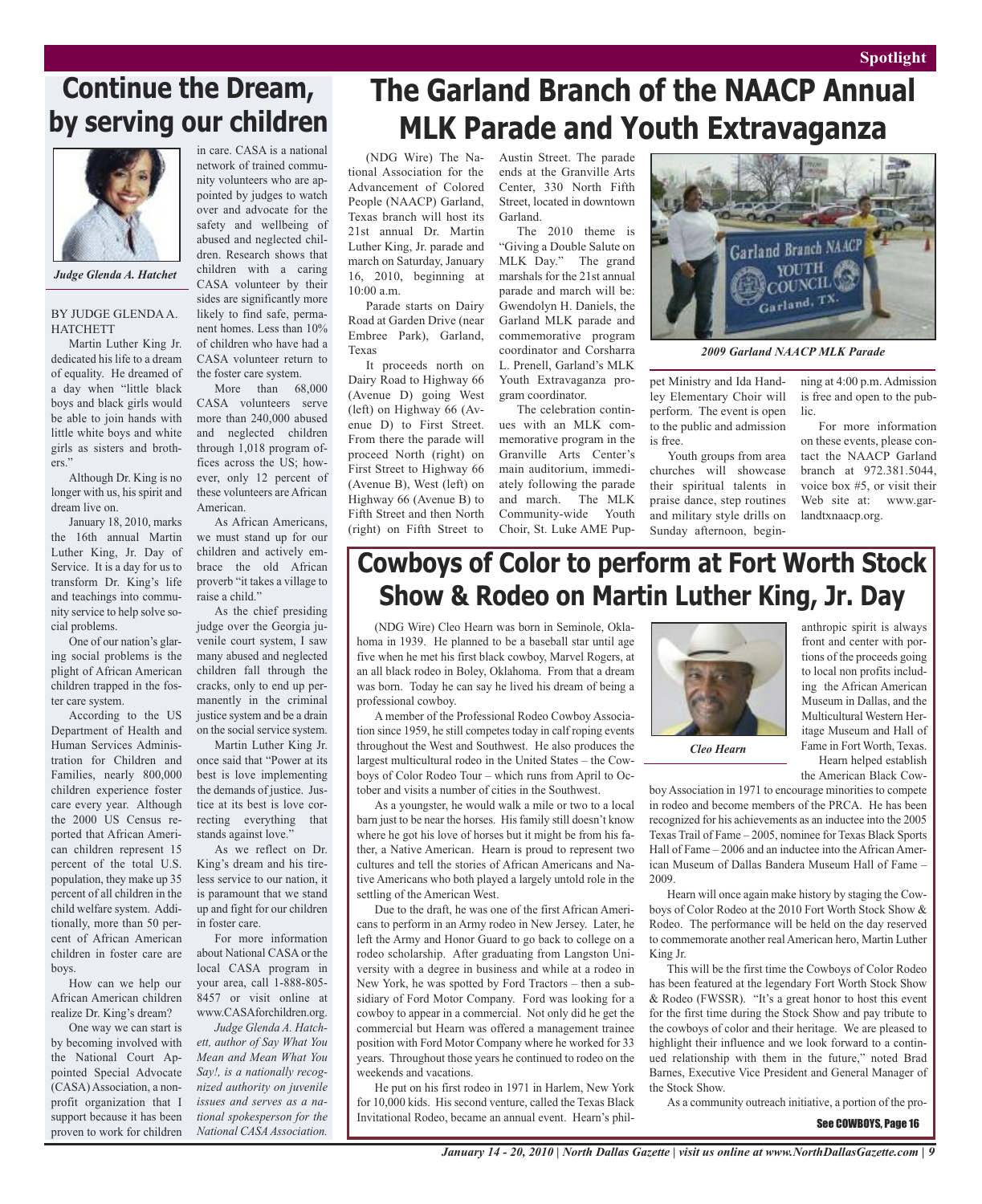# Continue the Dream, by serving our children

*Judge Glenda A. Hatchet*

BY JUDGE GLENDA A. HATCHETT

Martin Luther King Jr. dedicated his life to a dream of equality. He dreamed of a day when "little black boys and black girls would be able to join hands with little white boys and white girls as sisters and brothers."

Although Dr. King is no longer with us, his spirit and dream live on.

January 18, 2010, marks the 16th annual Martin Luther King, Jr. Day of Service. It is a day for us to transform Dr. King's life and teachings into community service to help solve social problems.

One of our nation's glaring social problems is the plight of African American children trapped in the foster care system.

According to the US Department of Health and Human Services Administration for Children and Families, nearly 800,000 children experience foster care every year. Although the 2000 US Census reported that African American children represent 15 percent of the total U.S. population, they make up 35 percent of all children in the child welfare system. Additionally, more than 50 percent of African American children in foster care are boys.

How can we help our African American children realize Dr. King's dream?

One way we can start is by becoming involved with the National Court Appointed Special Advocate (CASA) Association, a nonprofit organization that I support because it has been proven to work for children in care. CASA is a national network of trained community volunteers who are appointed by judges to watch over and advocate for the safety and wellbeing of abused and neglected children. Research shows that children with a caring CASA volunteer by their sides are significantly more likely to find safe, permanent homes. Less than 10% of children who have had a CASA volunteer return to the foster care system.

More than 68,000 CASA volunteers serve more than 240,000 abused and neglected children through 1,018 program offices across the US; however, only 12 percent of these volunteers are African American.

As African Americans, we must stand up for our children and actively embrace the old African proverb "it takes a village to raise a child."

As the chief presiding judge over the Georgia juvenile court system, I saw many abused and neglected children fall through the cracks, only to end up permanently in the criminal justice system and be a drain on the social service system.

Martin Luther King Jr. once said that "Power at its best is love implementing the demands of justice. Justice at its best is love correcting everything that stands against love."

As we reflect on Dr. King's dream and his tireless service to our nation, it is paramount that we stand up and fight for our children in foster care.

For more information about National CASA or the local CASA program in your area, call 1-888-805-8457 or visit online at www.CASAforchildren.org.

*Judge Glenda A. Hatchett, author of Say What You Mean and Mean What You Say!, is a nationally recognized authority on juvenile issues and serves as a national spokesperson for the National CASA Association.*

# The Garland Branch of the NAACP Annual MLK Parade and Youth Extravaganza

(NDG Wire) The National Association for the Advancement of Colored People (NAACP) Garland, Texas branch will host its 21st annual Dr. Martin Luther King, Jr. parade and march on Saturday, January 16, 2010, beginning at 10:00 a.m.

Parade starts on Dairy Road at Garden Drive (near Embree Park), Garland, Texas

It proceeds north on Dairy Road to Highway 66 (Avenue D) going West (left) on Highway 66 (Avenue D) to First Street. From there the parade will proceed North (right) on First Street to Highway 66 (Avenue B), West (left) on Highway 66 (Avenue B) to Fifth Street and then North (right) on Fifth Street to Austin Street. The parade ends at the Granville Arts Center, 330 North Fifth Street, located in downtown Garland.

The 2010 theme is "Giving a Double Salute on MLK Day." The grand marshals for the 21st annual parade and march will be: Gwendolyn H. Daniels, the Garland MLK parade and commemorative program coordinator and Corsharra L. Prenell, Garland's MLK Youth Extravaganza program coordinator.

The celebration continues with an MLK commemorative program in the Granville Arts Center's main auditorium, immediately following the parade and march. The MLK Community-wide Youth Choir, St. Luke AME Puppet Ministry and Ida Handley Elementary Choir will perform. The event is open to the public and admission is free.

*2009 Garland NAACP MLK Parade*

Youth groups from area churches will showcase their spiritual talents in praise dance, step routines and military style drills on Sunday afternoon, beginning at 4:00 p.m. Admission is free and open to the public.

For more information on these events, please contact the NAACP Garland branch at 972.381.5044, voice box #5, or visit their Web site at: www.garlandtxnaacp.org.

# Cowboys of Color to perform at Fort Worth Stock Show & Rodeo on Martin Luther King, Jr. Day

(NDG Wire) Cleo Hearn was born in Seminole, Oklahoma in 1939. He planned to be a baseball star until age five when he met his first black cowboy, Marvel Rogers, at an all black rodeo in Boley, Oklahoma. From that a dream was born. Today he can say he lived his dream of being a professional cowboy.

A member of the Professional Rodeo Cowboy Association since 1959, he still competes today in calf roping events throughout the West and Southwest. He also produces the largest multicultural rodeo in the United States – the Cowboys of Color Rodeo Tour – which runs from April to October and visits a number of cities in the Southwest.

As a youngster, he would walk a mile or two to a local barn just to be near the horses. His family still doesn't know where he got his love of horses but it might be from his father, a Native American. Hearn is proud to represent two cultures and tell the stories of African Americans and Native Americans who both played a largely untold role in the settling of the American West.

Due to the draft, he was one of the first African Americans to perform in an Army rodeo in New Jersey. Later, he left the Army and Honor Guard to go back to college on a rodeo scholarship. After graduating from Langston University with a degree in business and while at a rodeo in New York, he was spotted by Ford Tractors – then a subsidiary of Ford Motor Company. Ford was looking for a cowboy to appear in a commercial. Not only did he get the commercial but Hearn was offered a management trainee position with Ford Motor Company where he worked for 33 years. Throughout those years he continued to rodeo on the weekends and vacations.

He put on his first rodeo in 1971 in Harlem, New York for 10,000 kids. His second venture, called the Texas Black Invitational Rodeo, became an annual event. Hearn's philanthropic spirit is always front and center with portions of the proceeds going to local non profits including the African American Museum in Dallas, and the Multicultural Western Heritage Museum and Hall of Fame in Fort Worth, Texas.

*Cleo Hearn*

Hearn helped establish the American Black Cowboy Association in 1971 to encourage minorities to compete in rodeo and become members of the PRCA. He has been recognized for his achievements as an inductee into the 2005 Texas Trail of Fame – 2005, nominee for Texas Black Sports Hall of Fame – 2006 and an inductee into the African American Museum of Dallas Bandera Museum Hall of Fame – 2009.

Hearn will once again make history by staging the Cowboys of Color Rodeo at the 2010 Fort Worth Stock Show & Rodeo. The performance will be held on the day reserved to commemorate another real American hero, Martin Luther King Jr.

This will be the first time the Cowboys of Color Rodeo has been featured at the legendary Fort Worth Stock Show & Rodeo (FWSSR). "It's a great honor to host this event for the first time during the Stock Show and pay tribute to the cowboys of color and their heritage. We are pleased to highlight their influence and we look forward to a continued relationship with them in the future," noted Brad Barnes, Executive Vice President and General Manager of the Stock Show.

As a community outreach initiative, a portion of the pro-

See COWBOYS, Page 16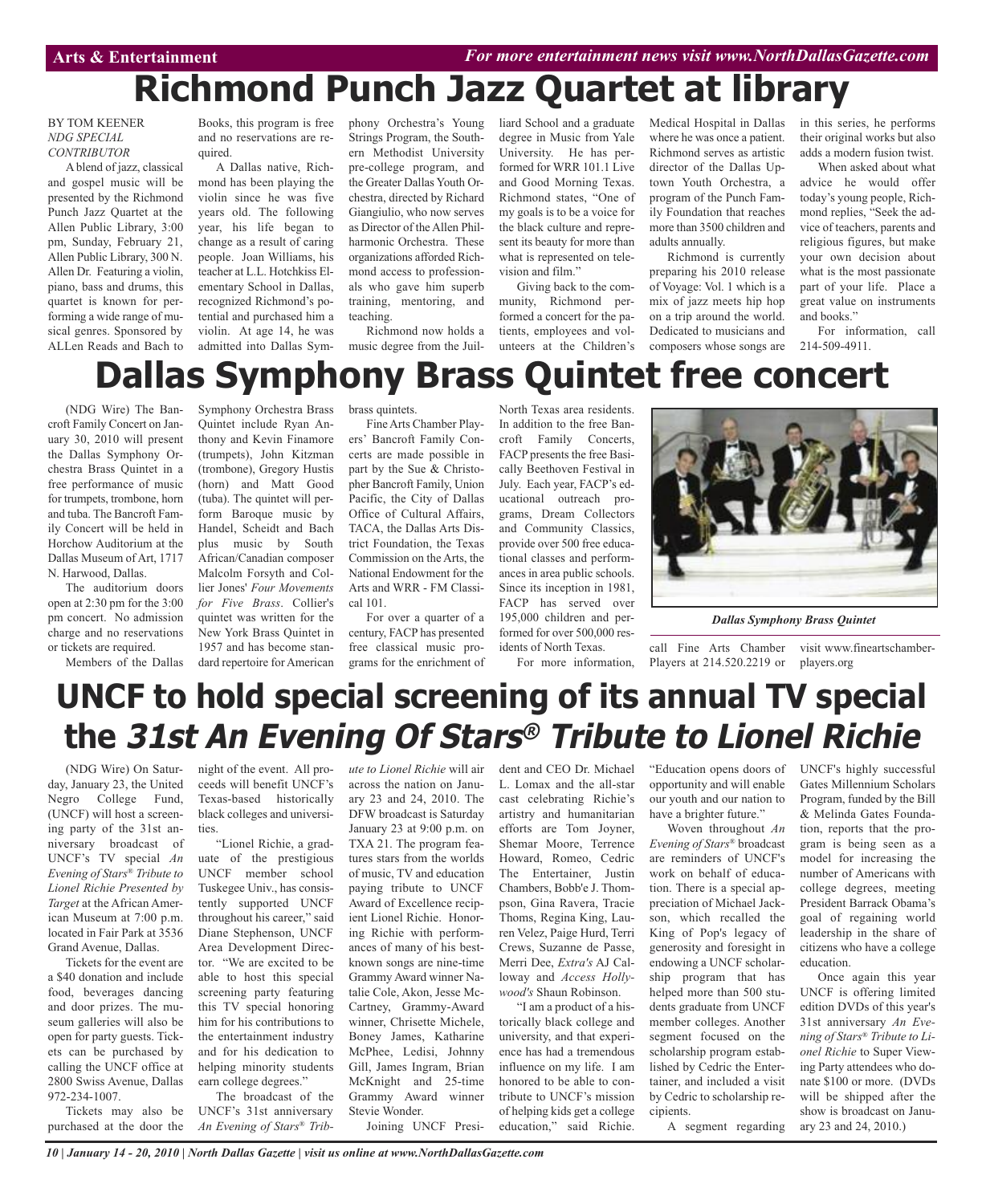# Richmond Punch Jazz Quartet at library

BY TOM KEENER
*NDG SPECIAL CONTRIBUTOR*

A blend of jazz, classical and gospel music will be presented by the Richmond Punch Jazz Quartet at the Allen Public Library, 3:00 pm, Sunday, February 21, Allen Public Library, 300 N. Allen Dr. Featuring a violin, piano, bass and drums, this quartet is known for performing a wide range of musical genres. Sponsored by ALLen Reads and Bach to Books, this program is free and no reservations are required.

A Dallas native, Richmond has been playing the violin since he was five years old. The following year, his life began to change as a result of caring people. Joan Williams, his teacher at L.L. Hotchkiss Elementary School in Dallas, recognized Richmond's potential and purchased him a violin. At age 14, he was admitted into Dallas Symphony Orchestra's Young Strings Program, the Southern Methodist University pre-college program, and the Greater Dallas Youth Orchestra, directed by Richard Giangiulio, who now serves as Director of the Allen Philharmonic Orchestra. These organizations afforded Richmond access to professionals who gave him superb training, mentoring, and teaching.

Richmond now holds a music degree from the Juilliard School and a graduate degree in Music from Yale University. He has performed for WRR 101.1 Live and Good Morning Texas. Richmond states, "One of my goals is to be a voice for the black culture and represent its beauty for more than what is represented on television and film."

Giving back to the community, Richmond performed a concert for the patients, employees and volunteers at the Children's Medical Hospital in Dallas where he was once a patient. Richmond serves as artistic director of the Dallas Uptown Youth Orchestra, a program of the Punch Family Foundation that reaches more than 3500 children and adults annually.

Richmond is currently preparing his 2010 release of Voyage: Vol. 1 which is a mix of jazz meets hip hop on a trip around the world. Dedicated to musicians and composers whose songs are in this series, he performs their original works but also adds a modern fusion twist.

When asked about what advice he would offer today's young people, Richmond replies, "Seek the advice of teachers, parents and religious figures, but make your own decision about what is the most passionate part of your life. Place a great value on instruments and books."

For information, call 214-509-4911.

# Dallas Symphony Brass Quintet free concert

(NDG Wire) The Bancroft Family Concert on January 30, 2010 will present the Dallas Symphony Orchestra Brass Quintet in a free performance of music for trumpets, trombone, horn and tuba. The Bancroft Family Concert will be held in Horchow Auditorium at the Dallas Museum of Art, 1717 N. Harwood, Dallas.

The auditorium doors open at 2:30 pm for the 3:00 pm concert. No admission charge and no reservations or tickets are required.

Members of the Dallas Symphony Orchestra Brass Quintet include Ryan Anthony and Kevin Finamore (trumpets), John Kitzman (trombone), Gregory Hustis (horn) and Matt Good (tuba). The quintet will perform Baroque music by Handel, Scheidt and Bach plus music by South African/Canadian composer Malcolm Forsyth and Collier Jones' *Four Movements for Five Brass*. Collier's quintet was written for the New York Brass Quintet in 1957 and has become standard repertoire for American brass quintets.

Fine Arts Chamber Players' Bancroft Family Concerts are made possible in part by the Sue & Christopher Bancroft Family, Union Pacific, the City of Dallas Office of Cultural Affairs, TACA, the Dallas Arts District Foundation, the Texas Commission on the Arts, the National Endowment for the Arts and WRR - FM Classical 101.

For over a quarter of a century, FACP has presented free classical music programs for the enrichment of North Texas area residents. In addition to the free Bancroft Family Concerts, FACP presents the free Basically Beethoven Festival in July. Each year, FACP's educational outreach programs, Dream Collectors and Community Classics, provide over 500 free educational classes and performances in area public schools. Since its inception in 1981, FACP has served over 195,000 children and performed for over 500,000 residents of North Texas.

For more information, call Fine Arts Chamber Players at 214.520.2219 or visit www.fineartschamberplayers.org

*Dallas Symphony Brass Quintet*

# UNCF to hold special screening of its annual TV special the *31st An Evening Of Stars® Tribute to Lionel Richie*

(NDG Wire) On Saturday, January 23, the United Negro College Fund, (UNCF) will host a screening party of the 31st anniversary broadcast of UNCF's TV special *An Evening of Stars® Tribute to Lionel Richie Presented by Target* at the African American Museum at 7:00 p.m. located in Fair Park at 3536 Grand Avenue, Dallas.

Tickets for the event are a $40 donation and include food, beverages dancing and door prizes. The museum galleries will also be open for party guests. Tickets can be purchased by calling the UNCF office at 2800 Swiss Avenue, Dallas 972-234-1007.

Tickets may also be purchased at the door the night of the event. All proceeds will benefit UNCF's Texas-based historically black colleges and universities.

"Lionel Richie, a graduate of the prestigious UNCF member school Tuskegee Univ., has consistently supported UNCF throughout his career," said Diane Stephenson, UNCF Area Development Director. "We are excited to be able to host this special screening party featuring this TV special honoring him for his contributions to the entertainment industry and for his dedication to helping minority students earn college degrees."

The broadcast of the UNCF's 31st anniversary *An Evening of Stars® Tribute to Lionel Richie* will air across the nation on January 23 and 24, 2010. The DFW broadcast is Saturday January 23 at 9:00 p.m. on TXA 21. The program features stars from the worlds of music, TV and education paying tribute to UNCF Award of Excellence recipient Lionel Richie. Honoring Richie with performances of many of his best-known songs are nine-time Grammy Award winner Natalie Cole, Akon, Jesse McCartney, Grammy-Award winner, Chrisette Michele, Boney James, Katharine McPhee, Ledisi, Johnny Gill, James Ingram, Brian McKnight and 25-time Grammy Award winner Stevie Wonder.

Joining UNCF President and CEO Dr. Michael L. Lomax and the all-star cast celebrating Richie's artistry and humanitarian efforts are Tom Joyner, Shemar Moore, Terrence Howard, Romeo, Cedric The Entertainer, Justin Chambers, Bobb'e J. Thompson, Gina Ravera, Tracie Thoms, Regina King, Lauren Velez, Paige Hurd, Terri Crews, Suzanne de Passe, Merri Dee, *Extra's* AJ Calloway and *Access Hollywood's* Shaun Robinson.

"I am a product of a historically black college and university, and that experience has had a tremendous influence on my life. I am honored to be able to contribute to UNCF's mission of helping kids get a college education," said Richie. "Education opens doors of opportunity and will enable our youth and our nation to have a brighter future."

Woven throughout *An Evening of Stars®* broadcast are reminders of UNCF's work on behalf of education. There is a special appreciation of Michael Jackson, which recalled the King of Pop's legacy of generosity and foresight in endowing a UNCF scholarship program that has helped more than 500 students graduate from UNCF member colleges. Another segment focused on the scholarship program established by Cedric the Entertainer, and included a visit by Cedric to scholarship recipients.

A segment regarding UNCF's highly successful Gates Millennium Scholars Program, funded by the Bill & Melinda Gates Foundation, reports that the program is being seen as a model for increasing the number of Americans with college degrees, meeting President Barrack Obama's goal of regaining world leadership in the share of citizens who have a college education.

Once again this year UNCF is offering limited edition DVDs of this year's 31st anniversary *An Evening of Stars® Tribute to Lionel Richie* to Super Viewing Party attendees who donate $100 or more. (DVDs will be shipped after the show is broadcast on January 23 and 24, 2010.)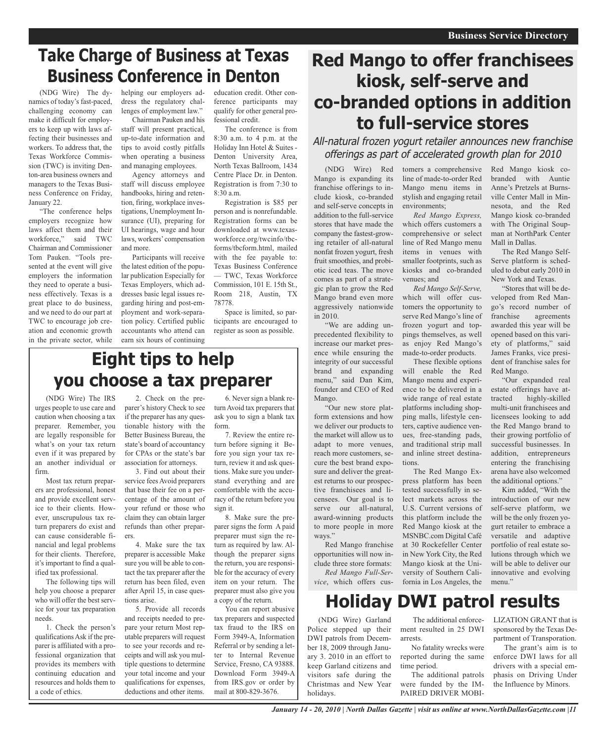# Take Charge of Business at Texas Business Conference in Denton

(NDG Wire) The dynamics of today's fast-paced, challenging economy can make it difficult for employers to keep up with laws affecting their businesses and workers. To address that, the Texas Workforce Commission (TWC) is inviting Denton-area business owners and managers to the Texas Business Conference on Friday, January 22.

"The conference helps employers recognize how laws affect them and their workforce," said TWC Chairman and Commissioner Tom Pauken. "Tools presented at the event will give employers the information they need to operate a business effectively. Texas is a great place to do business, and we need to do our part at TWC to encourage job creation and economic growth in the private sector, while helping our employers address the regulatory challenges of employment law."

Chairman Pauken and his staff will present practical, up-to-date information and tips to avoid costly pitfalls when operating a business and managing employees.

Agency attorneys and staff will discuss employee handbooks, hiring and retention, firing, workplace investigations, Unemployment Insurance (UI), preparing for UI hearings, wage and hour laws, workers' compensation and more.

Participants will receive the latest edition of the popular publication Especially for Texas Employers, which addresses basic legal issues regarding hiring and post-employment and work-separation policy. Certified public accountants who attend can earn six hours of continuing education credit. Other conference participants may qualify for other general professional credit.

The conference is from 8:30 a.m. to 4 p.m. at the Holiday Inn Hotel & Suites - Denton University Area, North Texas Ballroom, 1434 Centre Place Dr. in Denton. Registration is from 7:30 to 8:30 a.m.

Registration is $85 per person and is nonrefundable. Registration forms can be downloaded at www.texasworkforce.org/twcinfo/tbcforms/tbcform.html, mailed with the fee payable to: Texas Business Conference — TWC, Texas Workforce Commission, 101 E. 15th St., Room 218, Austin, TX 78778.

Space is limited, so participants are encouraged to register as soon as possible.

# Eight tips to help you choose a tax preparer

(NDG Wire) The IRS urges people to use care and caution when choosing a tax preparer. Remember, you are legally responsible for what's on your tax return even if it was prepared by an another individual or firm.

Most tax return preparers are professional, honest and provide excellent service to their clients. However, unscrupulous tax return preparers do exist and can cause considerable financial and legal problems for their clients. Therefore, it's important to find a qualified tax professional.

The following tips will help you choose a preparer who will offer the best service for your tax preparation needs.

1. Check the person's qualifications Ask if the preparer is affiliated with a professional organization that provides its members with continuing education and resources and holds them to a code of ethics.

2. Check on the preparer's history Check to see if the preparer has any questionable history with the Better Business Bureau, the state's board of accountancy for CPAs or the state's bar association for attorneys.

3. Find out about their service fees Avoid preparers that base their fee on a percentage of the amount of your refund or those who claim they can obtain larger refunds than other preparers.

4. Make sure the tax preparer is accessible Make sure you will be able to contact the tax preparer after the return has been filed, even after April 15, in case questions arise.

5. Provide all records and receipts needed to prepare your return Most reputable preparers will request to see your records and receipts and will ask you multiple questions to determine your total income and your qualifications for expenses, deductions and other items.

6. Never sign a blank return Avoid tax preparers that ask you to sign a blank tax form.

7. Review the entire return before signing it Before you sign your tax return, review it and ask questions. Make sure you understand everything and are comfortable with the accuracy of the return before you sign it.

8. Make sure the preparer signs the form A paid preparer must sign the return as required by law. Although the preparer signs the return, you are responsible for the accuracy of every item on your return. The preparer must also give you a copy of the return.

You can report abusive tax preparers and suspected tax fraud to the IRS on Form 3949-A, Information Referral or by sending a letter to Internal Revenue Service, Fresno, CA 93888. Download Form 3949-A from IRS.gov or order by mail at 800-829-3676.

# Red Mango to offer franchisees kiosk, self-serve and co-branded options in addition to full-service stores

*All-natural frozen yogurt retailer announces new franchise offerings as part of accelerated growth plan for 2010*

(NDG Wire) Red Mango is expanding its franchise offerings to include kiosk, co-branded and self-serve concepts in addition to the full-service stores that have made the company the fastest-growing retailer of all-natural nonfat frozen yogurt, fresh fruit smoothies, and probiotic iced teas. The move comes as part of a strategic plan to grow the Red Mango brand even more aggressively nationwide in 2010.

"We are adding unprecedented flexibility to increase our market presence while ensuring the integrity of our successful brand and expanding menu," said Dan Kim, founder and CEO of Red Mango.

"Our new store platform extensions and how we deliver our products to the market will allow us to adapt to more venues, reach more customers, secure the best brand exposure and deliver the greatest returns to our prospective franchisees and licensees. Our goal is to serve our all-natural, award-winning products to more people in more ways."

Red Mango franchise opportunities will now include three store formats:

*Red Mango Full-Service*, which offers customers a comprehensive line of made-to-order Red Mango menu items in stylish and engaging retail environments;

*Red Mango Express,* which offers customers a comprehensive or select line of Red Mango menu items in venues with smaller footprints, such as kiosks and co-branded venues; and

*Red Mango Self-Serve,* which will offer customers the opportunity to serve Red Mango's line of frozen yogurt and toppings themselves, as well as enjoy Red Mango's made-to-order products.

These flexible options will enable the Red Mango menu and experience to be delivered in a wide range of real estate platforms including shopping malls, lifestyle centers, captive audience venues, free-standing pads, and traditional strip mall and inline street destinations.

The Red Mango Express platform has been tested successfully in select markets across the U.S. Current versions of this platform include the Red Mango kiosk at the MSNBC.com Digital Café at 30 Rockefeller Center in New York City, the Red Mango kiosk at the University of Southern California in Los Angeles, the Red Mango kiosk co-branded with Auntie Anne's Pretzels at Burnsville Center Mall in Minnesota, and the Red Mango kiosk co-branded with The Original Soupman at NorthPark Center Mall in Dallas.

The Red Mango Self-Serve platform is scheduled to debut early 2010 in New York and Texas.

"Stores that will be developed from Red Mango's record number of franchise agreements awarded this year will be opened based on this variety of platforms," said James Franks, vice president of franchise sales for Red Mango.

"Our expanded real estate offerings have attracted highly-skilled multi-unit franchisees and licensees looking to add the Red Mango brand to their growing portfolio of successful businesses. In addition, entrepreneurs entering the franchising arena have also welcomed the additional options."

Kim added, "With the introduction of our new self-serve platform, we will be the only frozen yogurt retailer to embrace a versatile and adaptive portfolio of real estate solutions through which we will be able to deliver our innovative and evolving menu."

# Holiday DWI patrol results

(NDG Wire) Garland Police stepped up their DWI patrols from December 18, 2009 through January 3. 2010 in an effort to keep Garland citizens and visitors safe during the Christmas and New Year holidays.

The additional enforcement resulted in 25 DWI arrests.

No fatality wrecks were reported during the same time period.

The additional patrols were funded by the IMPAIRED DRIVER MOBILIZATION GRANT that is sponsored by the Texas Department of Transporation.

The grant's aim is to enforce DWI laws for all drivers with a special emphasis on Driving Under the Influence by Minors.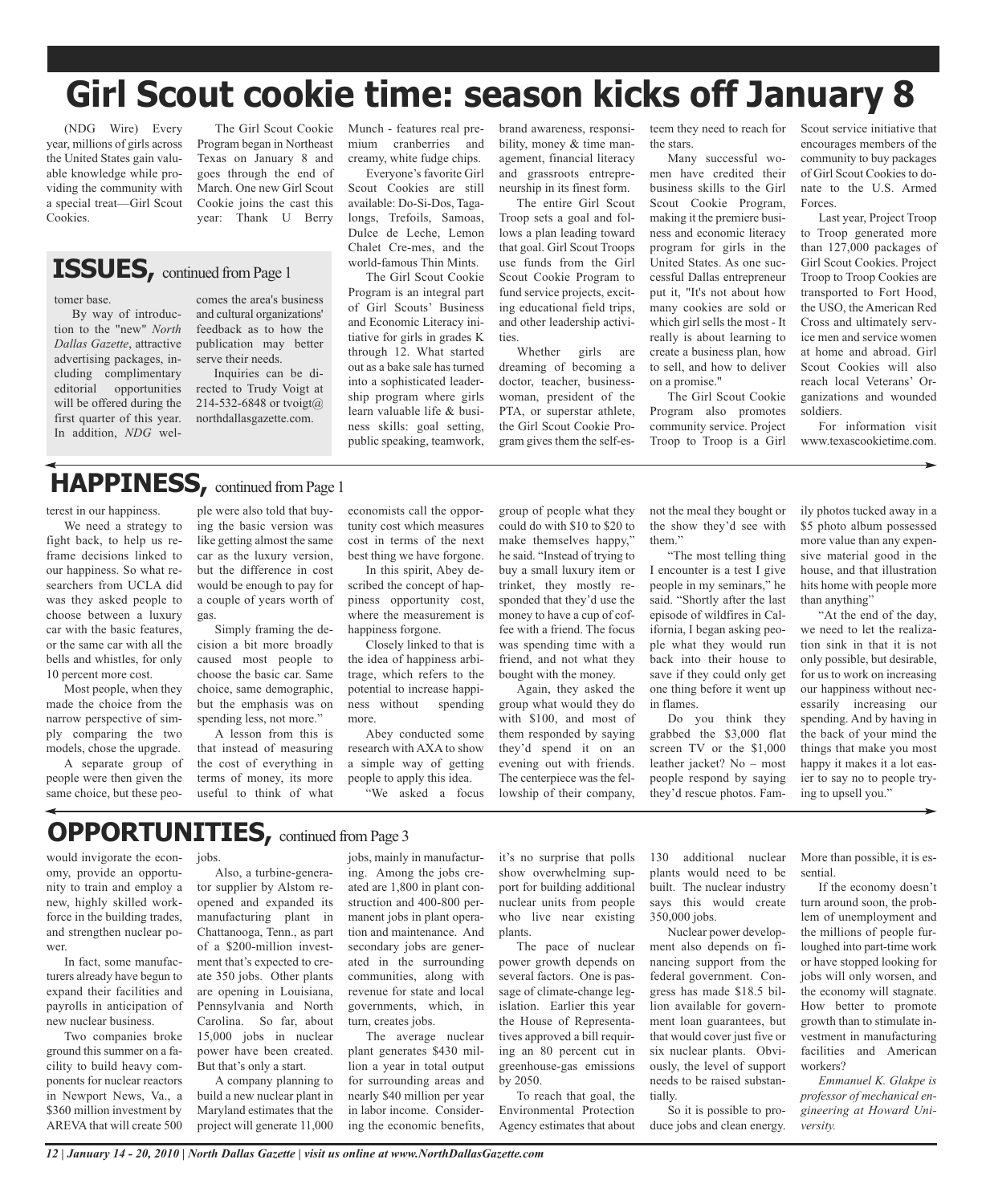# Girl Scout cookie time: season kicks off January 8

(NDG Wire) Every year, millions of girls across the United States gain valuable knowledge while providing the community with a special treat—Girl Scout Cookies.

The Girl Scout Cookie Program began in Northeast Texas on January 8 and goes through the end of March. One new Girl Scout Cookie joins the cast this year: Thank U Berry Munch - features real premium cranberries and creamy, white fudge chips.

Everyone's favorite Girl Scout Cookies are still available: Do-Si-Dos, Tagalongs, Trefoils, Samoas, Dulce de Leche, Lemon Chalet Cre-mes, and the world-famous Thin Mints.

The Girl Scout Cookie Program is an integral part of Girl Scouts' Business and Economic Literacy initiative for girls in grades K through 12. What started out as a bake sale has turned into a sophisticated leadership program where girls learn valuable life & business skills: goal setting, public speaking, teamwork, brand awareness, responsibility, money & time management, financial literacy and grassroots entrepreneurship in its finest form.

The entire Girl Scout Troop sets a goal and follows a plan leading toward that goal. Girl Scout Troops use funds from the Girl Scout Cookie Program to fund service projects, exciting educational field trips, and other leadership activities.

Whether girls are dreaming of becoming a doctor, teacher, businesswoman, president of the PTA, or superstar athlete, the Girl Scout Cookie Program gives them the self-esteem they need to reach for the stars.

Many successful women have credited their business skills to the Girl Scout Cookie Program, making it the premiere business and economic literacy program for girls in the United States. As one successful Dallas entrepreneur put it, "It's not about how many cookies are sold or which girl sells the most - It really is about learning to create a business plan, how to sell, and how to deliver on a promise."

The Girl Scout Cookie Program also promotes community service. Project Troop to Troop is a Girl Scout service initiative that encourages members of the community to buy packages of Girl Scout Cookies to donate to the U.S. Armed Forces.

Last year, Project Troop to Troop generated more than 127,000 packages of Girl Scout Cookies. Project Troop to Troop Cookies are transported to Fort Hood, the USO, the American Red Cross and ultimately service men and service women at home and abroad. Girl Scout Cookies will also reach local Veterans' Organizations and wounded soldiers.

For information visit www.texascookietime.com.

## ISSUES, continued from Page 1

tomer base.

By way of introduction to the "new" *North Dallas Gazette*, attractive advertising packages, including complimentary editorial opportunities will be offered during the first quarter of this year. In addition, *NDG* welcomes the area's business and cultural organizations' feedback as to how the publication may better serve their needs.

Inquiries can be directed to Trudy Voigt at 214-532-6848 or tvoigt@northdallasgazette.com.

## HAPPINESS, continued from Page 1

terest in our happiness.

We need a strategy to fight back, to help us reframe decisions linked to our happiness. So what researchers from UCLA did was they asked people to choose between a luxury car with the basic features, or the same car with all the bells and whistles, for only 10 percent more cost.

Most people, when they made the choice from the narrow perspective of simply comparing the two models, chose the upgrade.

A separate group of people were then given the same choice, but these people were also told that buying the basic version was like getting almost the same car as the luxury version, but the difference in cost would be enough to pay for a couple of years worth of gas.

Simply framing the decision a bit more broadly caused most people to choose the basic car. Same choice, same demographic, but the emphasis was on spending less, not more."

A lesson from this is that instead of measuring the cost of everything in terms of money, its more useful to think of what economists call the opportunity cost which measures cost in terms of the next best thing we have forgone.

In this spirit, Abey described the concept of happiness opportunity cost, where the measurement is happiness forgone.

Closely linked to that is the idea of happiness arbitrage, which refers to the potential to increase happiness without spending more.

Abey conducted some research with AXA to show a simple way of getting people to apply this idea.

"We asked a focus group of people what they could do with $10 to $20 to make themselves happy," he said. "Instead of trying to buy a small luxury item or trinket, they mostly responded that they'd use the money to have a cup of coffee with a friend. The focus was spending time with a friend, and not what they bought with the money.

Again, they asked the group what would they do with $100, and most of them responded by saying they'd spend it on an evening out with friends. The centerpiece was the fellowship of their company, not the meal they bought or the show they'd see with them."

"The most telling thing I encounter is a test I give people in my seminars," he said. "Shortly after the last episode of wildfires in California, I began asking people what they would run back into their house to save if they could only get one thing before it went up in flames.

Do you think they grabbed the $3,000 flat screen TV or the $1,000 leather jacket? No – most people respond by saying they'd rescue photos. Family photos tucked away in a $5 photo album possessed more value than any expensive material good in the house, and that illustration hits home with people more than anything"

"At the end of the day, we need to let the realization sink in that it is not only possible, but desirable, for us to work on increasing our happiness without necessarily increasing our spending. And by having in the back of your mind the things that make you most happy it makes it a lot easier to say no to people trying to upsell you."

## OPPORTUNITIES, continued from Page 3

would invigorate the economy, provide an opportunity to train and employ a new, highly skilled workforce in the building trades, and strengthen nuclear power.

In fact, some manufacturers already have begun to expand their facilities and payrolls in anticipation of new nuclear business.

Two companies broke ground this summer on a facility to build heavy components for nuclear reactors in Newport News, Va., a $360 million investment by AREVA that will create 500 jobs.

Also, a turbine-generator supplier by Alstom reopened and expanded its manufacturing plant in Chattanooga, Tenn., as part of a $200-million investment that's expected to create 350 jobs. Other plants are opening in Louisiana, Pennsylvania and North Carolina. So far, about 15,000 jobs in nuclear power have been created. But that's only a start.

A company planning to build a new nuclear plant in Maryland estimates that the project will generate 11,000 jobs, mainly in manufacturing. Among the jobs created are 1,800 in plant construction and 400-800 permanent jobs in plant operation and maintenance. And secondary jobs are generated in the surrounding communities, along with revenue for state and local governments, which, in turn, creates jobs.

The average nuclear plant generates $430 million a year in total output for surrounding areas and nearly $40 million per year in labor income. Considering the economic benefits, it's no surprise that polls show overwhelming support for building additional nuclear units from people who live near existing plants.

The pace of nuclear power growth depends on several factors. One is passage of climate-change legislation. Earlier this year the House of Representatives approved a bill requiring an 80 percent cut in greenhouse-gas emissions by 2050.

To reach that goal, the Environmental Protection Agency estimates that about 130 additional nuclear plants would need to be built. The nuclear industry says this would create 350,000 jobs.

Nuclear power development also depends on financing support from the federal government. Congress has made $18.5 billion available for government loan guarantees, but that would cover just five or six nuclear plants. Obviously, the level of support needs to be raised substantially.

So it is possible to produce jobs and clean energy. More than possible, it is essential.

If the economy doesn't turn around soon, the problem of unemployment and the millions of people furloughed into part-time work or have stopped looking for jobs will only worsen, and the economy will stagnate. How better to promote growth than to stimulate investment in manufacturing facilities and American workers?

*Emmanuel K. Glakpe is professor of mechanical engineering at Howard University.*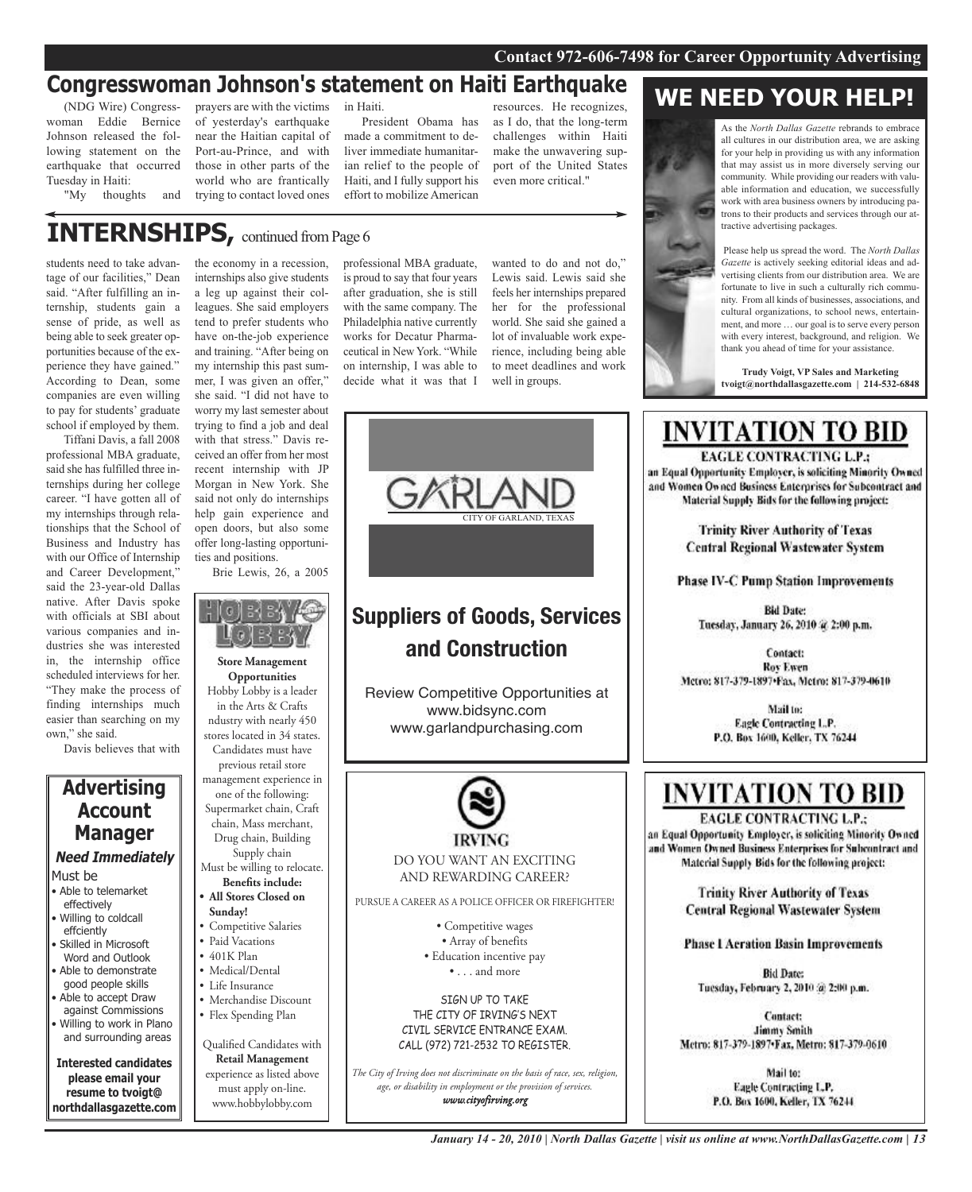Contact 972-606-7498 for Career Opportunity Advertising

# Congresswoman Johnson's statement on Haiti Earthquake

(NDG Wire) Congresswoman Eddie Bernice Johnson released the following statement on the earthquake that occurred Tuesday in Haiti:

"My thoughts and prayers are with the victims of yesterday's earthquake near the Haitian capital of Port-au-Prince, and with those in other parts of the world who are frantically trying to contact loved ones in Haiti.

President Obama has made a commitment to deliver immediate humanitarian relief to the people of Haiti, and I fully support his effort to mobilize American resources. He recognizes, as I do, that the long-term challenges within Haiti make the unwavering support of the United States even more critical."

# INTERNSHIPS, continued from Page 6

students need to take advantage of our facilities," Dean said. "After fulfilling an internship, students gain a sense of pride, as well as being able to seek greater opportunities because of the experience they have gained." According to Dean, some companies are even willing to pay for students' graduate school if employed by them.

Tiffani Davis, a fall 2008 professional MBA graduate, said she has fulfilled three internships during her college career. "I have gotten all of my internships through relationships that the School of Business and Industry has with our Office of Internship and Career Development," said the 23-year-old Dallas native. After Davis spoke with officials at SBI about various companies and industries she was interested in, the internship office scheduled interviews for her. "They make the process of finding internships much easier than searching on my own," she said.

Davis believes that with the economy in a recession, internships also give students a leg up against their colleagues. She said employers tend to prefer students who have on-the-job experience and training. "After being on my internship this past summer, I was given an offer," she said. "I did not have to worry my last semester about trying to find a job and deal with that stress." Davis received an offer from her most recent internship with JP Morgan in New York. She said not only do internships help gain experience and open doors, but also some offer long-lasting opportunities and positions.

Brie Lewis, 26, a 2005 professional MBA graduate, is proud to say that four years after graduation, she is still with the same company. The Philadelphia native currently works for Decatur Pharmaceutical in New York. "While on internship, I was able to decide what it was that I wanted to do and not do," Lewis said. Lewis said she feels her internships prepared her for the professional world. She said she gained a lot of invaluable work experience, including being able to meet deadlines and work well in groups.

## WE NEED YOUR HELP!

As the *North Dallas Gazette* rebrands to embrace all cultures in our distribution area, we are asking for your help in providing us with any information that may assist us in more diversely serving our community. While providing our readers with valuable information and education, we successfully work with area business owners by introducing patrons to their products and services through our attractive advertising packages.

Please help us spread the word. The *North Dallas Gazette* is actively seeking editorial ideas and advertising clients from our distribution area. We are fortunate to live in such a culturally rich community. From all kinds of businesses, associations, and cultural organizations, to school news, entertainment, and more … our goal is to serve every person with every interest, background, and religion. We thank you ahead of time for your assistance.

**Trudy Voigt, VP Sales and Marketing**
**tvoigt@northdallasgazette.com | 214-532-6848**

---

## Advertising Account Manager

***Need Immediately***

Must be
- Able to telemarket effectively
- Willing to coldcall effciently
- Skilled in Microsoft Word and Outlook
- Able to demonstrate good people skills
- Able to accept Draw against Commissions
- Willing to work in Plano and surrounding areas

**Interested candidates please email your resume to tvoigt@northdallasgazette.com**

---

HOBBY LOBBY

**Store Management Opportunities**

Hobby Lobby is a leader in the Arts & Crafts ndustry with nearly 450 stores located in 34 states. Candidates must have previous retail store management experience in one of the following: Supermarket chain, Craft chain, Mass merchant, Drug chain, Building Supply chain

Must be willing to relocate.

**Benefits include:**
- **All Stores Closed on Sunday!**
- Competitive Salaries
- Paid Vacations
- 401K Plan
- Medical/Dental
- Life Insurance
- Merchandise Discount
- Flex Spending Plan

Qualified Candidates with **Retail Management** experience as listed above must apply on-line.
www.hobbylobby.com

---

GARLAND
CITY OF GARLAND, TEXAS

## Suppliers of Goods, Services and Construction

Review Competitive Opportunities at
www.bidsync.com
www.garlandpurchasing.com

---

IRVING

DO YOU WANT AN EXCITING AND REWARDING CAREER?

PURSUE A CAREER AS A POLICE OFFICER OR FIREFIGHTER!

- Competitive wages
- Array of benefits
- Education incentive pay
- . . . and more

SIGN UP TO TAKE THE CITY OF IRVING'S NEXT CIVIL SERVICE ENTRANCE EXAM. CALL (972) 721-2532 TO REGISTER.

*The City of Irving does not discriminate on the basis of race, sex, religion, age, or disability in employment or the provision of services.*
*www.cityofirving.org*

---

# INVITATION TO BID

**EAGLE CONTRACTING L.P.;**
an Equal Opportunity Employer, is soliciting Minority Owned and Women Owned Business Enterprises for Subcontract and Material Supply Bids for the following project:

**Trinity River Authority of Texas**
**Central Regional Wastewater System**

**Phase IV-C Pump Station Improvements**

**Bid Date:**
Tuesday, January 26, 2010 @ 2:00 p.m.

**Contact:**
Roy Ewen
Metro: 817-379-1897•Fax, Metro: 817-379-0610

**Mail to:**
Eagle Contracting L.P.
P.O. Box 1600, Keller, TX 76244

---

# INVITATION TO BID

**EAGLE CONTRACTING L.P.;**
an Equal Opportunity Employer, is soliciting Minority Owned and Women Owned Business Enterprises for Subcontract and Material Supply Bids for the following project:

**Trinity River Authority of Texas**
**Central Regional Wastewater System**

**Phase I Aeration Basin Improvements**

**Bid Date:**
Tuesday, February 2, 2010 @ 2:00 p.m.

**Contact:**
Jimmy Smith
Metro: 817-379-1897•Fax, Metro: 817-379-0610

**Mail to:**
Eagle Contracting L.P.
P.O. Box 1600, Keller, TX 76244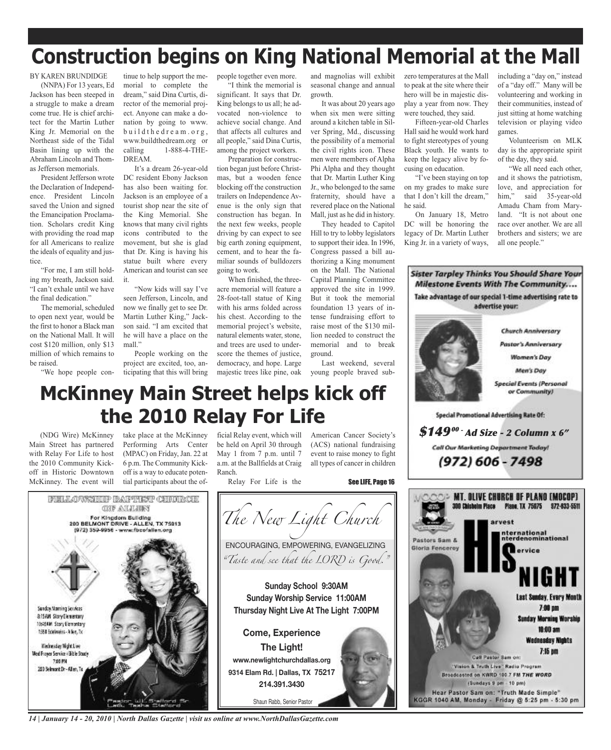# Construction begins on King National Memorial at the Mall

BY KAREN BRUNDIDGE

(NNPA) For 13 years, Ed Jackson has been steeped in a struggle to make a dream come true. He is chief architect for the Martin Luther King Jr. Memorial on the Northeast side of the Tidal Basin lining up with the Abraham Lincoln and Thomas Jefferson memorials.

President Jefferson wrote the Declaration of Independence. President Lincoln saved the Union and signed the Emancipation Proclamation. Scholars credit King with providing the road map for all Americans to realize the ideals of equality and justice.

"For me, I am still holding my breath, Jackson said. "I can't exhale until we have the final dedication."

The memorial, scheduled to open next year, would be the first to honor a Black man on the National Mall. It will cost $120 million, only $13 million of which remains to be raised.

"We hope people continue to help support the memorial to complete the dream," said Dina Curtis, director of the memorial project. Anyone can make a donation by going to www.buildthedream.org, www.buildthedream.org or calling 1-888-4-THE-DREAM.

It's a dream 26-year-old DC resident Ebony Jackson has also been waiting for. Jackson is an employee of a tourist shop near the site of the King Memorial. She knows that many civil rights icons contributed to the movement, but she is glad that Dr. King is having his statue built where every American and tourist can see it.

"Now kids will say I've seen Jefferson, Lincoln, and now we finally get to see Dr. Martin Luther King," Jackson said. "I am excited that he will have a place on the mall."

People working on the project are excited, too, anticipating that this will bring people together even more.

"I think the memorial is significant. It says that Dr. King belongs to us all; he advocated non-violence to achieve social change. And that affects all cultures and all people," said Dina Curtis, among the project workers.

Preparation for construction began just before Christmas, but a wooden fence blocking off the construction trailers on Independence Avenue is the only sign that construction has begun. In the next few weeks, people driving by can expect to see big earth zoning equipment, cement, and to hear the familiar sounds of bulldozers going to work.

When finished, the three-acre memorial will feature a 28-foot-tall statue of King with his arms folded across his chest. According to the memorial project's website, natural elements water, stone, and trees are used to underscore the themes of justice, democracy, and hope. Large majestic trees like pine, oak and magnolias will exhibit seasonal change and annual growth.

It was about 20 years ago when six men were sitting around a kitchen table in Silver Spring, Md., discussing the possibility of a memorial the civil rights icon. These men were members of Alpha Phi Alpha and they thought that Dr. Martin Luther King Jr., who belonged to the same fraternity, should have a revered place on the National Mall, just as he did in history.

They headed to Capitol Hill to try to lobby legislators to support their idea. In 1996, Congress passed a bill authorizing a King monument on the Mall. The National Capital Planning Committee approved the site in 1999. But it took the memorial foundation 13 years of intense fundraising effort to raise most of the $130 million needed to construct the memorial and to break ground.

Last weekend, several young people braved sub-zero temperatures at the Mall to peak at the site where their hero will be in majestic display a year from now. They were touched, they said.

Fifteen-year-old Charles Hall said he would work hard to fight stereotypes of young Black youth. He wants to keep the legacy alive by focusing on education.

"I've been staying on top on my grades to make sure that I don't kill the dream," he said.

On January 18, Metro DC will be honoring the legacy of Dr. Martin Luther King Jr. in a variety of ways, including a "day on," instead of a "day off." Many will be volunteering and working in their communities, instead of just sitting at home watching television or playing video games.

Volunteerism on MLK day is the appropriate spirit of the day, they said.

"We all need each other, and it shows the patriotism, love, and appreciation for him," said 35-year-old Amadu Cham from Maryland. "It is not about one race over another. We are all brothers and sisters; we are all one people."

# McKinney Main Street helps kick off the 2010 Relay For Life

(NDG Wire) McKinney Main Street has partnered with Relay For Life to host the 2010 Community Kick-off in Historic Downtown McKinney. The event will take place at the McKinney Performing Arts Center (MPAC) on Friday, Jan. 22 at 6 p.m. The Community Kick-off is a way to educate potential participants about the official Relay event, which will be held on April 30 through May 1 from 7 p.m. until 7 a.m. at the Ballfields at Craig Ranch.

Relay For Life is the American Cancer Society's (ACS) national fundraising event to raise money to fight all types of cancer in children

See LIFE, Page 16

**Sister Tarpley Thinks You Should Share Your Milestone Events With The Community....**

Take advantage of our special 1-time advertising rate to advertise your:

- Church Anniversary
- Pastor's Anniversary
- Women's Day
- Men's Day
- Special Events (Personal or Community)

Special Promotional Advertising Rate Of:

**$149.00 - Ad Size - 2 Column x 6"**

Call Our Marketing Department Today!

**(972) 606 - 7498**

**FELLOWSHIP BAPTIST CHURCH OF ALLEN**

For Kingdom Building
200 BELMONT DRIVE - ALLEN, TX 75013
(972) 359-9956 - www.fbcofallen.org

Sunday Morning Services
8:15AM Story Elementary
10:45AM Story Elementary
1550 Edelweiss - Allen, Tx

Wednesday Night Live
Med Prayer Service / Bible Study
7:00 PM
200 Belmont Dr - Allen, Tx

Pastor W.L. Stafford Sr.
Lady Tasha Stafford

*The New Light Church*

ENCOURAGING, EMPOWERING, EVANGELIZING

*"Taste and see that the LORD is Good."*

**Sunday School 9:30AM**
**Sunday Worship Service 11:00AM**
**Thursday Night Live At The Light 7:00PM**

**Come, Experience The Light!**

**www.newlightchurchdallas.org**
**9314 Elam Rd. | Dallas, TX 75217**
**214.391.3430**

Shaun Rabb, Senior Pastor

**MT. OLIVE CHURCH OF PLANO (MOCOP)**
300 Chisholm Place Plano, TX 75075 972-633-5511

Pastors Sam & Gloria Fenceroy

**HIS NIGHT** — Harvest International Interdenominational Service

Last Sunday, Every Month 7:00 pm
Sunday Morning Worship 10:00 am
Wednesday Nights 7:15 pm

Call Pastor Sam on:
"Vision & Truth Live" Radio Program
Broadcasted on KWRD 100.7 FM THE WORD
(Sundays 9 pm - 10 pm)

Hear Pastor Sam on: "Truth Made Simple"
KGGR 1040 AM, Monday - Friday @ 5:25 pm - 5:30 pm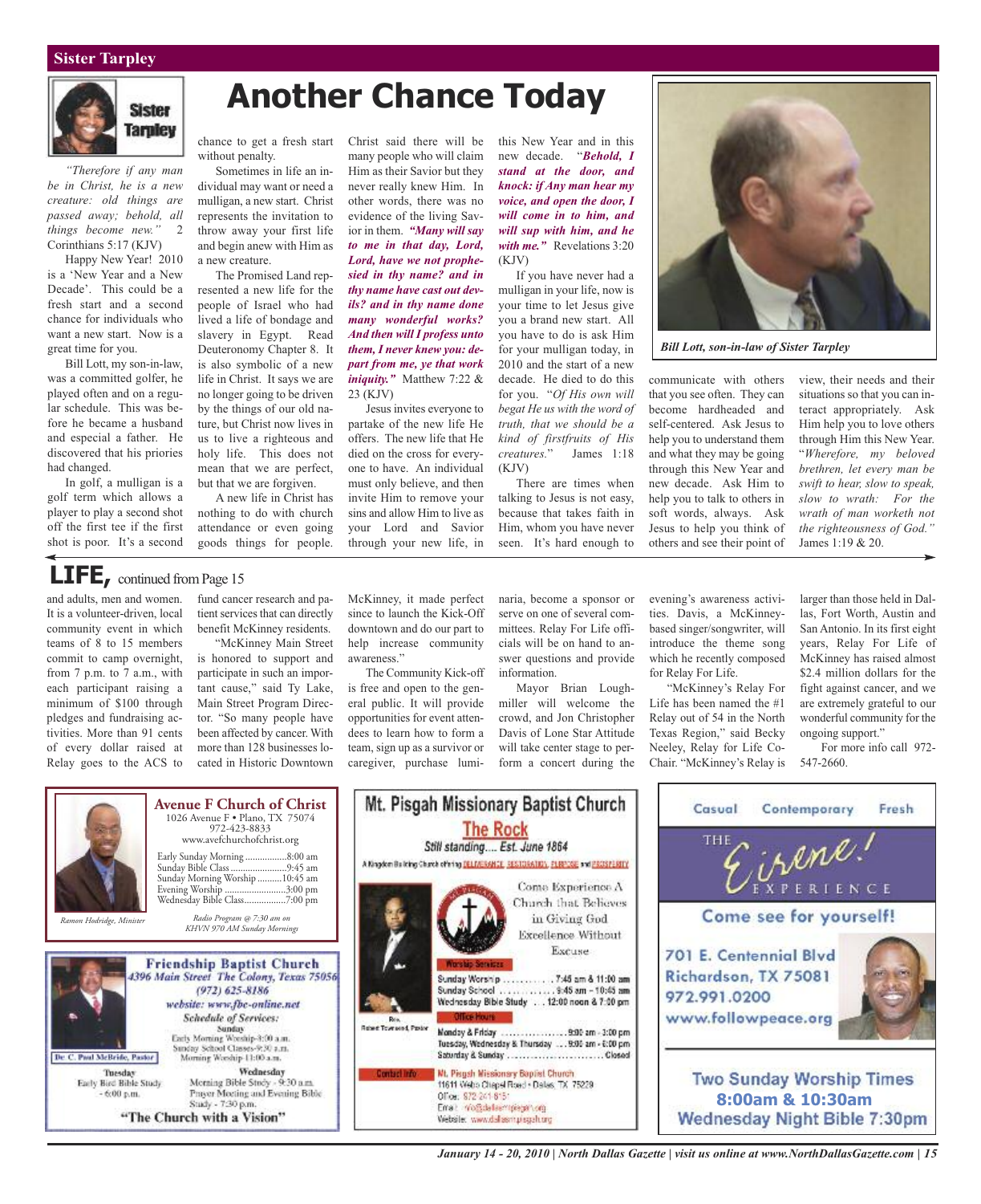## Sister Tarpley

# Another Chance Today

*"Therefore if any man be in Christ, he is a new creature: old things are passed away; behold, all things become new."* 2 Corinthians 5:17 (KJV)

Happy New Year! 2010 is a 'New Year and a New Decade'. This could be a fresh start and a second chance for individuals who want a new start. Now is a great time for you.

Bill Lott, my son-in-law, was a committed golfer, he played often and on a regular schedule. This was before he became a husband and especial a father. He discovered that his priories had changed.

In golf, a mulligan is a golf term which allows a player to play a second shot off the first tee if the first shot is poor. It's a second chance to get a fresh start without penalty.

Sometimes in life an individual may want or need a mulligan, a new start. Christ represents the invitation to throw away your first life and begin anew with Him as a new creature.

The Promised Land represented a new life for the people of Israel who had lived a life of bondage and slavery in Egypt. Read Deuteronomy Chapter 8. It is also symbolic of a new life in Christ. It says we are no longer going to be driven by the things of our old nature, but Christ now lives in us to live a righteous and holy life. This does not mean that we are perfect, but that we are forgiven.

A new life in Christ has nothing to do with church attendance or even going goods things for people. Christ said there will be many people who will claim Him as their Savior but they never really knew Him. In other words, there was no evidence of the living Savior in them. ***"Many will say to me in that day, Lord, Lord, have we not prophesied in thy name? and in thy name have cast out devils? and in thy name done many wonderful works? And then will I profess unto them, I never knew you: depart from me, ye that work iniquity."*** Matthew 7:22 & 23 (KJV)

Jesus invites everyone to partake of the new life He offers. The new life that He died on the cross for everyone to have. An individual must only believe, and then invite Him to remove your sins and allow Him to live as your Lord and Savior through your new life, in this New Year and in this new decade. "***Behold, I stand at the door, and knock: if Any man hear my voice, and open the door, I will come in to him, and will sup with him, and he with me."*** Revelations 3:20 (KJV)

If you have never had a mulligan in your life, now is your time to let Jesus give you a brand new start. All you have to do is ask Him for your mulligan today, in 2010 and the start of a new decade. He died to do this for you. "*Of His own will begat He us with the word of truth, that we should be a kind of firstfruits of His creatures.*" James 1:18 (KJV)

There are times when talking to Jesus is not easy, because that takes faith in Him, whom you have never seen. It's hard enough to communicate with others that you see often. They can become hardheaded and self-centered. Ask Jesus to help you to understand them and what they may be going through this New Year and new decade. Ask Him to help you to talk to others in soft words, always. Ask Jesus to help you think of others and see their point of view, their needs and their situations so that you can interact appropriately. Ask Him help you to love others through Him this New Year. "*Wherefore, my beloved brethren, let every man be swift to hear, slow to speak, slow to wrath: For the wrath of man worketh not the righteousness of God."* James 1:19 & 20.

*Bill Lott, son-in-law of Sister Tarpley*

## LIFE, continued from Page 15

and adults, men and women. It is a volunteer-driven, local community event in which teams of 8 to 15 members commit to camp overnight, from 7 p.m. to 7 a.m., with each participant raising a minimum of $100 through pledges and fundraising activities. More than 91 cents of every dollar raised at Relay goes to the ACS to fund cancer research and patient services that can directly benefit McKinney residents.

"McKinney Main Street is honored to support and participate in such an important cause," said Ty Lake, Main Street Program Director. "So many people have been affected by cancer. With more than 128 businesses located in Historic Downtown McKinney, it made perfect since to launch the Kick-Off downtown and do our part to help increase community awareness."

The Community Kick-off is free and open to the general public. It will provide opportunities for event attendees to learn how to form a team, sign up as a survivor or caregiver, purchase luminaria, become a sponsor or serve on one of several committees. Relay For Life officials will be on hand to answer questions and provide information.

Mayor Brian Loughmiller will welcome the crowd, and Jon Christopher Davis of Lone Star Attitude will take center stage to perform a concert during the evening's awareness activities. Davis, a McKinney-based singer/songwriter, will introduce the theme song which he recently composed for Relay For Life.

"McKinney's Relay For Life has been named the #1 Relay out of 54 in the North Texas Region," said Becky Neeley, Relay for Life Co-Chair. "McKinney's Relay is larger than those held in Dallas, Fort Worth, Austin and San Antonio. In its first eight years, Relay For Life of McKinney has raised almost $2.4 million dollars for the fight against cancer, and we are extremely grateful to our wonderful community for the ongoing support."

For more info call 972-547-2660.

---

**Avenue F Church of Christ**
1026 Avenue F • Plano, TX 75074
972-423-8833
www.avefchurchofchrist.org

Early Sunday Morning ............8:00 am
Sunday Bible Class ............9:45 am
Sunday Morning Worship ............10:45 am
Evening Worship ............3:00 pm
Wednesday Bible Class............7:00 pm

*Radio Program @ 7:30 am on KHVN 970 AM Sunday Mornings*

*Ramon Hodridge, Minister*

---

**Friendship Baptist Church**
*4396 Main Street The Colony, Texas 75056*
*(972) 625-8186*
*website: www.fbc-online.net*
*Schedule of Services:*

Sunday
Early Morning Worship-8:00 a.m.
Sunday School Classes-9:30 a.m.
Morning Worship-11:00 a.m.

Tuesday
Early Bird Bible Study - 6:00 p.m.

Wednesday
Morning Bible Study - 9:30 a.m.
Prayer Meeting and Evening Bible Study - 7:30 p.m.

Dr. C. Paul McBride, Pastor

**"The Church with a Vision"**

---

**Mt. Pisgah Missionary Baptist Church**
**The Rock**
*Still standing.... Est. June 1864*
A Kingdom Building Church offering DELIVERANCE, RESTORATION, PURPOSE and PROSPERITY

Come Experience A Church that Believes in Giving God Excellence Without Excuse

Worship Services
Sunday Worship ............7:45 am & 11:00 am
Sunday School ............9:45 am – 10:45 am
Wednesday Bible Study ... 12:00 noon & 7:00 pm

Office Hours
Monday & Friday ............9:00 am - 3:00 pm
Tuesday, Wednesday & Thursday ... 9:00 am - 6:00 pm
Saturday & Sunday ............Closed

Contact Info
Mt. Pisgah Missionary Baptist Church
11611 Webb Chapel Road • Dallas, TX 75229
Office: 972 241 6151
Email: info@dallasmtpisgah.org
Website: www.dallasmtpisgah.org

Rev. Robert Townsend, Pastor

---

Casual Contemporary Fresh

THE *Eirene!* EXPERIENCE

**Come see for yourself!**

701 E. Centennial Blvd
Richardson, TX 75081
972.991.0200
www.followpeace.org

**Two Sunday Worship Times**
**8:00am & 10:30am**
**Wednesday Night Bible 7:30pm**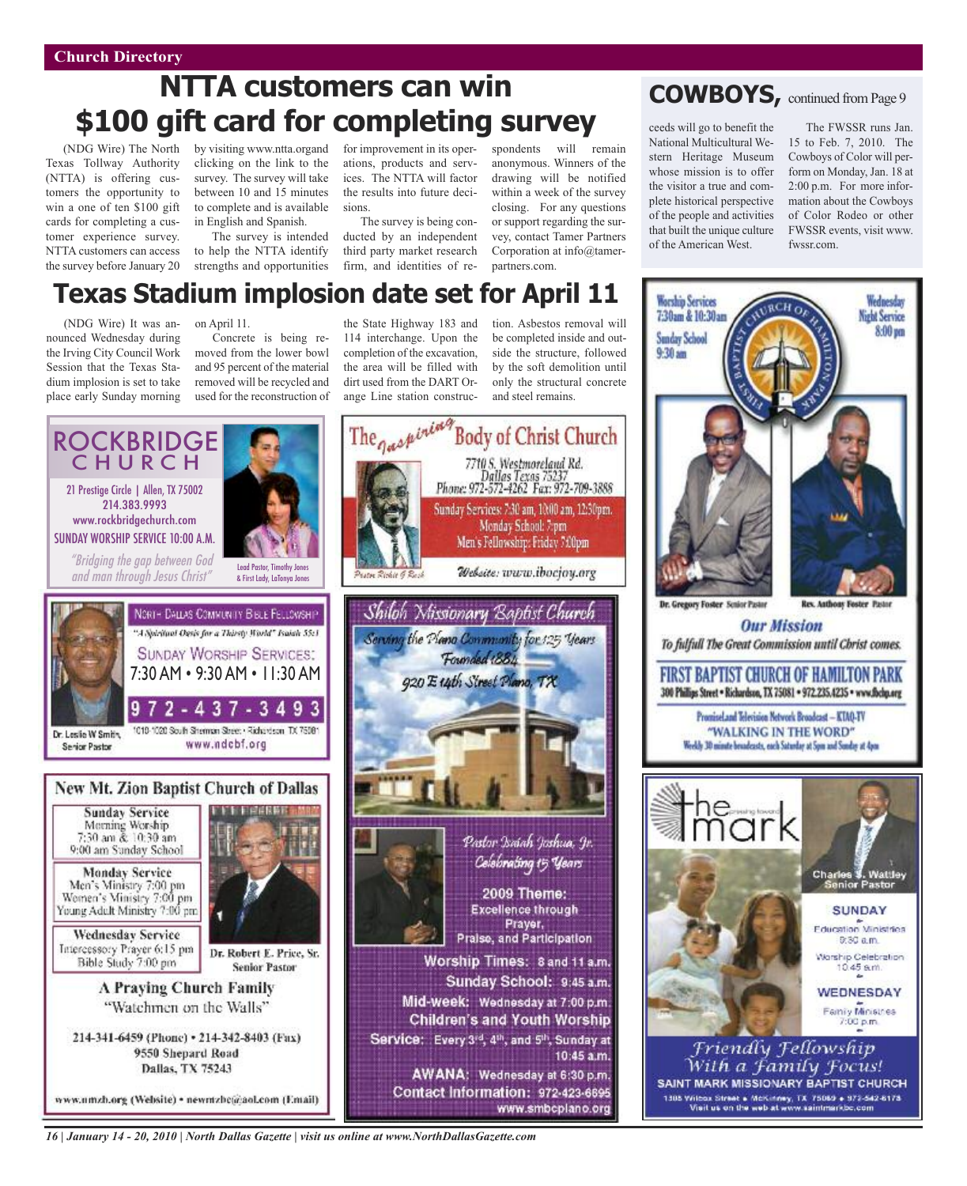Church Directory

# NTTA customers can win $100 gift card for completing survey

(NDG Wire) The North Texas Tollway Authority (NTTA) is offering customers the opportunity to win a one of ten $100 gift cards for completing a customer experience survey. NTTA customers can access the survey before January 20 by visiting www.ntta.organd clicking on the link to the survey. The survey will take between 10 and 15 minutes to complete and is available in English and Spanish.

The survey is intended to help the NTTA identify strengths and opportunities for improvement in its operations, products and services. The NTTA will factor the results into future decisions.

The survey is being conducted by an independent third party market research firm, and identities of respondents will remain anonymous. Winners of the drawing will be notified within a week of the survey closing. For any questions or support regarding the survey, contact Tamer Partners Corporation at info@tamerpartners.com.

# COWBOYS, continued from Page 9

ceeds will go to benefit the National Multicultural Western Heritage Museum whose mission is to offer the visitor a true and complete historical perspective of the people and activities that built the unique culture of the American West.

The FWSSR runs Jan. 15 to Feb. 7, 2010. The Cowboys of Color will perform on Monday, Jan. 18 at 2:00 p.m. For more information about the Cowboys of Color Rodeo or other FWSSR events, visit www.fwssr.com.

# Texas Stadium implosion date set for April 11

(NDG Wire) It was announced Wednesday during the Irving City Council Work Session that the Texas Stadium implosion is set to take place early Sunday morning on April 11.

Concrete is being removed from the lower bowl and 95 percent of the material removed will be recycled and used for the reconstruction of the State Highway 183 and 114 interchange. Upon the completion of the excavation, the area will be filled with dirt used from the DART Orange Line station construction. Asbestos removal will be completed inside and outside the structure, followed by the soft demolition until only the structural concrete and steel remains.

**ROCKBRIDGE CHURCH**
21 Prestige Circle | Allen, TX 75002
214.383.9993
www.rockbridgechurch.com
SUNDAY WORSHIP SERVICE 10:00 A.M.
*"Bridging the gap between God and man through Jesus Christ"*
Lead Pastor, Timothy Jones & First Lady, LaTonya Jones

**The Inspiring Body of Christ Church**
7710 S. Westmoreland Rd.
Dallas Texas 75237
Phone: 972-572-4262 Fax: 972-709-3888
Sunday Services: 7:30 am, 10:00 am, 12:30pm.
Monday School: 7pm
Men's Fellowship: Friday 7:00pm
Website: www.ibocjoy.org
Pastor Richie G Rush

**Worship Services** 7:30am & 10:30am
**Sunday School** 9:30 am
**Wednesday Night Service** 8:00 pm
Dr. Gregory Foster Senior Pastor
Rev. Anthony Foster Pastor
**Our Mission**
*To fulfill The Great Commission until Christ comes.*
**FIRST BAPTIST CHURCH OF HAMILTON PARK**
300 Phillips Street • Richardson, TX 75081 • 972.235.4235 • www.fbchp.org
PromiseLand Television Network Broadcast – KTAQ-TV
"WALKING IN THE WORD"
Weekly 30 minute broadcasts, each Saturday at 5pm and Sunday at 4pm

**NORTH DALLAS COMMUNITY BIBLE FELLOWSHIP**
"A Spiritual Oasis for a Thirsty World" Isaiah 55:1
SUNDAY WORSHIP SERVICES:
7:30 AM • 9:30 AM • 11:30 AM
972-437-3493
1010-1020 South Sherman Street • Richardson TX 75081
www.ndcbf.org
Dr. Leslie W Smith, Senior Pastor

**Shiloh Missionary Baptist Church**
Serving the Plano Community for 125 Years
Founded 1884
920 E 14th Street Plano, TX
Pastor Isaiah Joshua, Jr.
Celebrating 15 Years
2009 Theme: Excellence through Prayer, Praise, and Participation
Worship Times: 8 and 11 a.m.
Sunday School: 9:45 a.m.
Mid-week: Wednesday at 7:00 p.m.
Children's and Youth Worship Service: Every 3rd, 4th, and 5th, Sunday at 10:45 a.m.
AWANA: Wednesday at 6:30 p.m.
Contact Information: 972-423-6695
www.smbcplano.org

**New Mt. Zion Baptist Church of Dallas**
**Sunday Service**
Morning Worship
7:30 am & 10:30 am
9:00 am Sunday School
**Monday Service**
Men's Ministry 7:00 pm
Women's Ministry 7:00 pm
Young Adult Ministry 7:00 pm
**Wednesday Service**
Intercessory Prayer 6:15 pm
Bible Study 7:00 pm
Dr. Robert E. Price, Sr. Senior Pastor
**A Praying Church Family**
"Watchmen on the Walls"
214-341-6459 (Phone) • 214-342-8403 (Fax)
9550 Shepard Road
Dallas, TX 75243
www.nmzb.org (Website) • newmzbc@aol.com (Email)

**the mark** pressing toward
Charles S. Wattley Senior Pastor
**SUNDAY**
Education Ministries 9:30 a.m.
Worship Celebration 10:45 a.m.
**WEDNESDAY**
Family Ministries 7:00 p.m.
*Friendly Fellowship With a Family Focus!*
**SAINT MARK MISSIONARY BAPTIST CHURCH**
1308 Wilcox Street • McKinney, TX 75069 • 972-542-6178
Visit us on the web at www.saintmarkbc.com